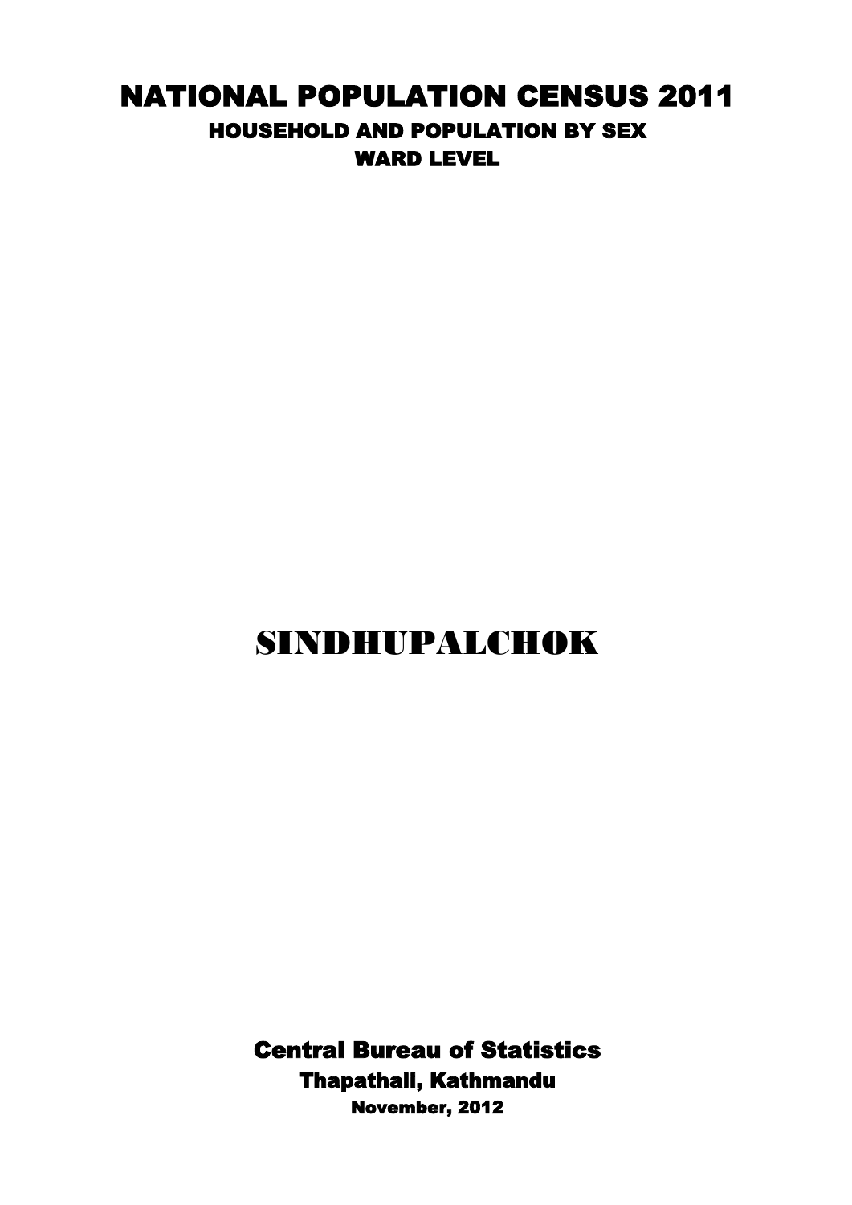# NATIONAL POPULATION CENSUS 2011

## HOUSEHOLD AND POPULATION BY SEX

### WARD LEVEL

# SINDHUPALCHOK

**Central Bureau of Statistics**

**Thapathali, Kathmandu**

**November, 2012**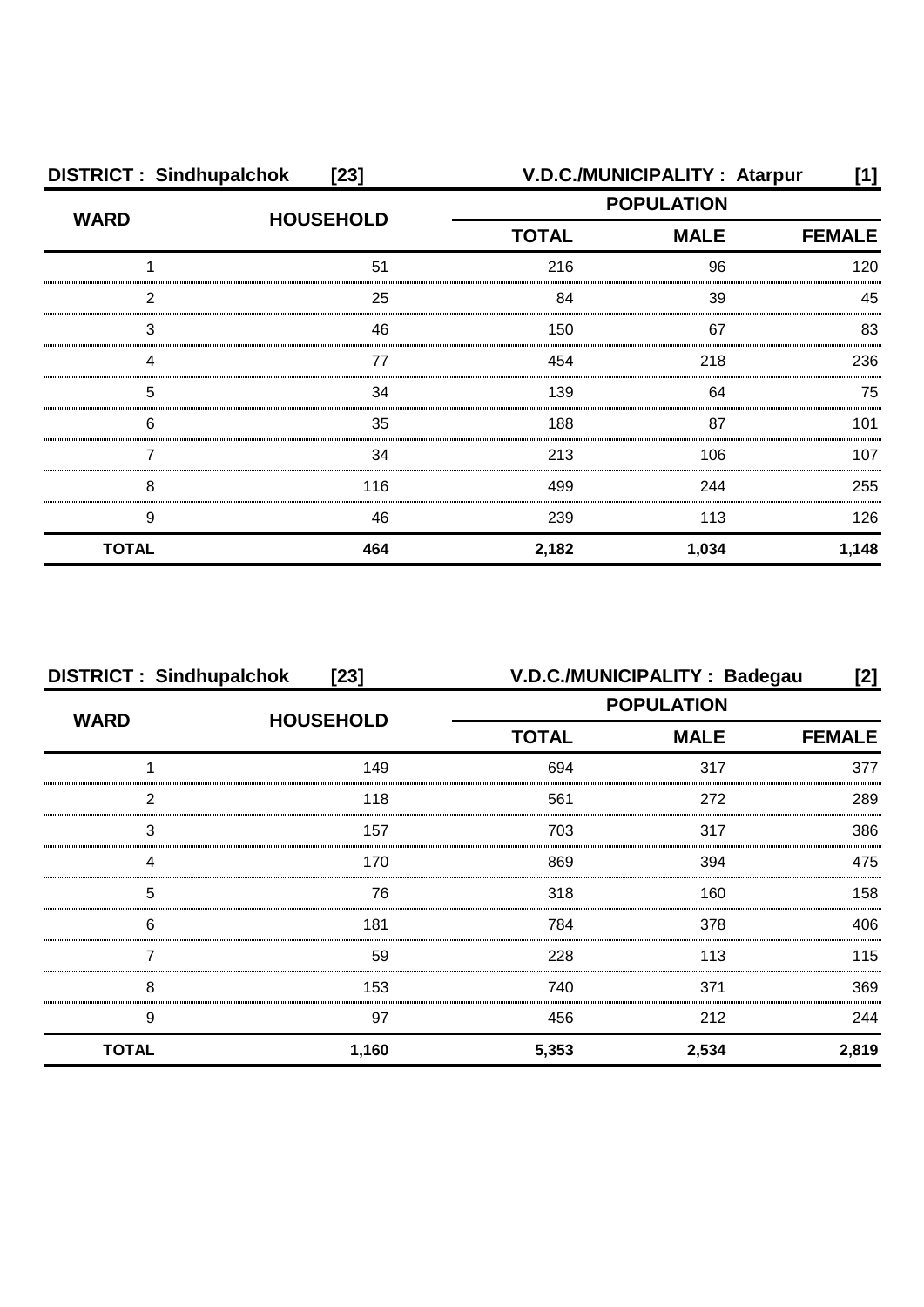| DISTRICT : Sindhupalchok | [23] | V.D.C./MUNICIPALITY : Atarpur | | [1] |
|---|---|---|---|---|
| WARD | HOUSEHOLD | POPULATION | | |
| | | TOTAL | MALE | FEMALE |
| 1 | 51 | 216 | 96 | 120 |
| 2 | 25 | 84 | 39 | 45 |
| 3 | 46 | 150 | 67 | 83 |
| 4 | 77 | 454 | 218 | 236 |
| 5 | 34 | 139 | 64 | 75 |
| 6 | 35 | 188 | 87 | 101 |
| 7 | 34 | 213 | 106 | 107 |
| 8 | 116 | 499 | 244 | 255 |
| 9 | 46 | 239 | 113 | 126 |
| **TOTAL** | **464** | **2,182** | **1,034** | **1,148** |

| DISTRICT : Sindhupalchok | [23] | V.D.C./MUNICIPALITY : Badegau | | [2] |
|---|---|---|---|---|
| WARD | HOUSEHOLD | POPULATION | | |
| | | TOTAL | MALE | FEMALE |
| 1 | 149 | 694 | 317 | 377 |
| 2 | 118 | 561 | 272 | 289 |
| 3 | 157 | 703 | 317 | 386 |
| 4 | 170 | 869 | 394 | 475 |
| 5 | 76 | 318 | 160 | 158 |
| 6 | 181 | 784 | 378 | 406 |
| 7 | 59 | 228 | 113 | 115 |
| 8 | 153 | 740 | 371 | 369 |
| 9 | 97 | 456 | 212 | 244 |
| **TOTAL** | **1,160** | **5,353** | **2,534** | **2,819** |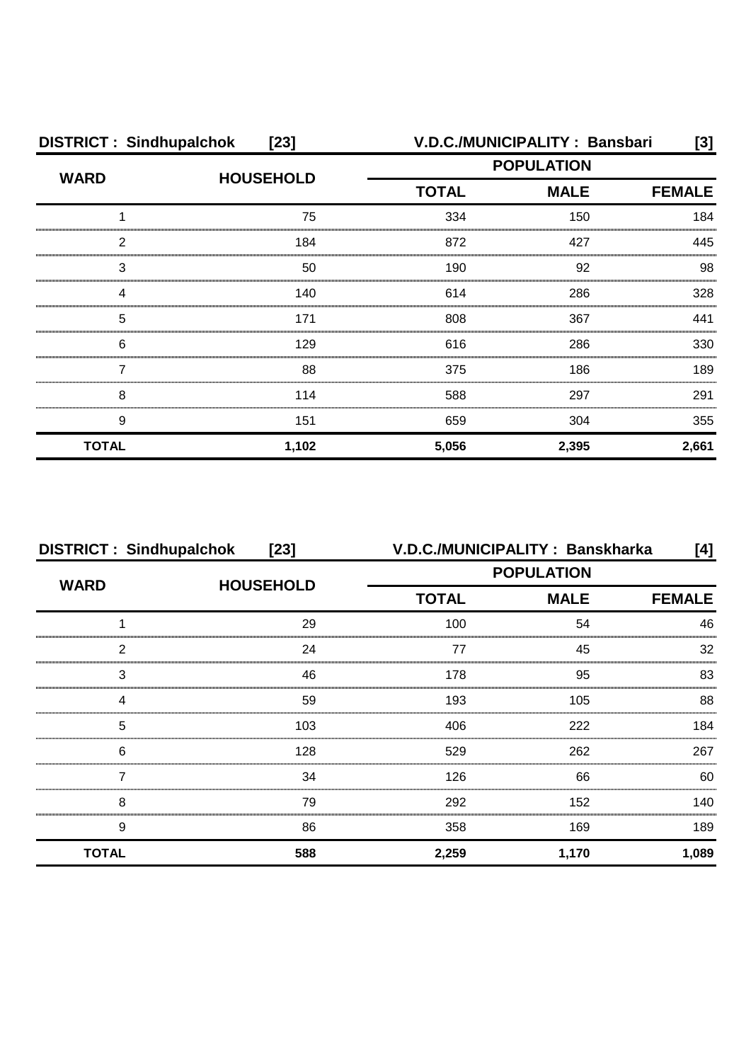**DISTRICT : Sindhupalchok [23]** **V.D.C./MUNICIPALITY : Bansbari [3]**

| WARD | HOUSEHOLD | POPULATION | | |
|---|---|---|---|---|
| | | TOTAL | MALE | FEMALE |
| 1 | 75 | 334 | 150 | 184 |
| 2 | 184 | 872 | 427 | 445 |
| 3 | 50 | 190 | 92 | 98 |
| 4 | 140 | 614 | 286 | 328 |
| 5 | 171 | 808 | 367 | 441 |
| 6 | 129 | 616 | 286 | 330 |
| 7 | 88 | 375 | 186 | 189 |
| 8 | 114 | 588 | 297 | 291 |
| 9 | 151 | 659 | 304 | 355 |
| **TOTAL** | **1,102** | **5,056** | **2,395** | **2,661** |

**DISTRICT : Sindhupalchok [23]** **V.D.C./MUNICIPALITY : Banskharka [4]**

| WARD | HOUSEHOLD | POPULATION | | |
|---|---|---|---|---|
| | | TOTAL | MALE | FEMALE |
| 1 | 29 | 100 | 54 | 46 |
| 2 | 24 | 77 | 45 | 32 |
| 3 | 46 | 178 | 95 | 83 |
| 4 | 59 | 193 | 105 | 88 |
| 5 | 103 | 406 | 222 | 184 |
| 6 | 128 | 529 | 262 | 267 |
| 7 | 34 | 126 | 66 | 60 |
| 8 | 79 | 292 | 152 | 140 |
| 9 | 86 | 358 | 169 | 189 |
| **TOTAL** | **588** | **2,259** | **1,170** | **1,089** |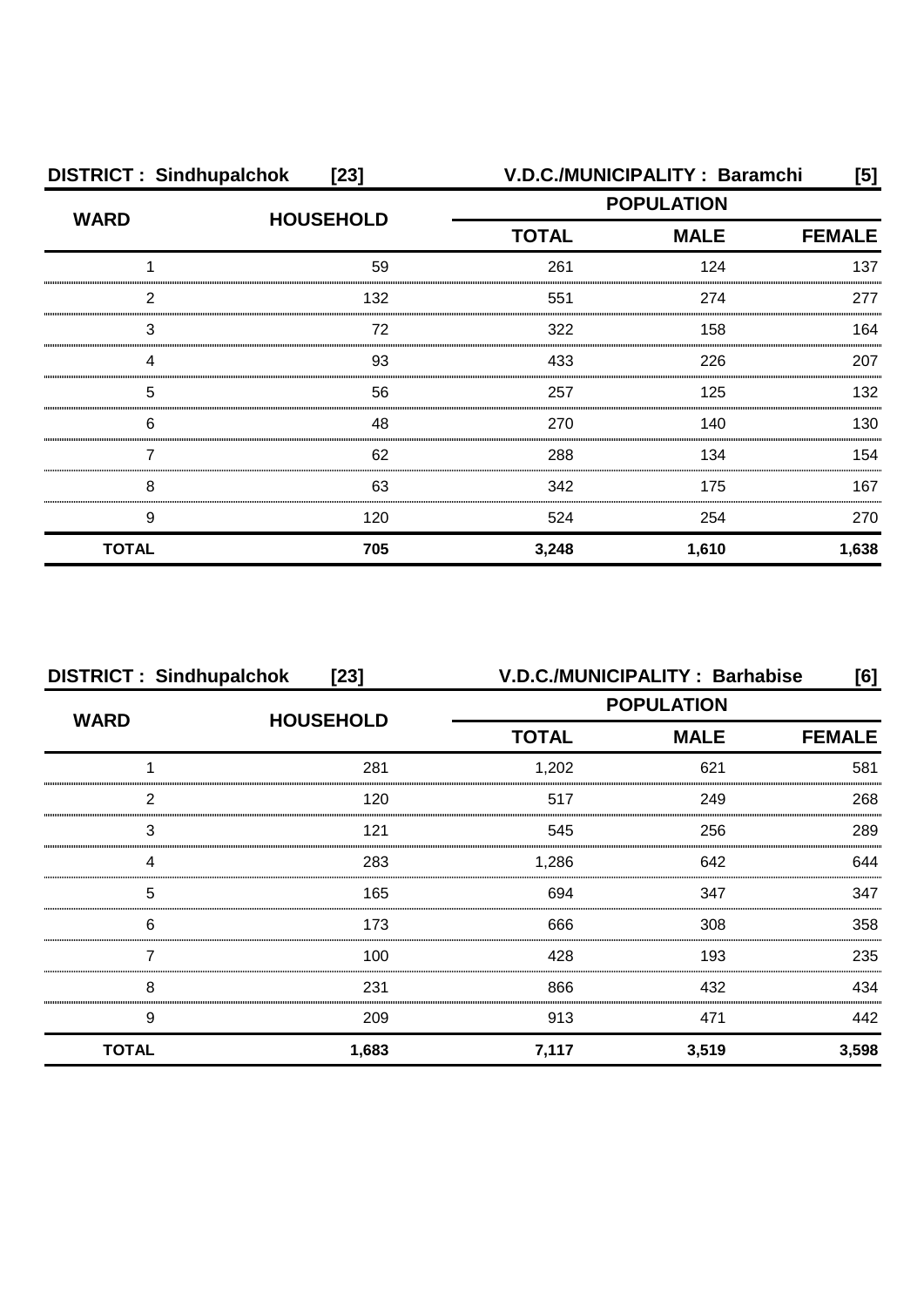**DISTRICT : Sindhupalchok [23]** **V.D.C./MUNICIPALITY : Baramchi [5]**

| WARD | HOUSEHOLD | POPULATION | | |
|---|---|---|---|---|
| | | TOTAL | MALE | FEMALE |
| 1 | 59 | 261 | 124 | 137 |
| 2 | 132 | 551 | 274 | 277 |
| 3 | 72 | 322 | 158 | 164 |
| 4 | 93 | 433 | 226 | 207 |
| 5 | 56 | 257 | 125 | 132 |
| 6 | 48 | 270 | 140 | 130 |
| 7 | 62 | 288 | 134 | 154 |
| 8 | 63 | 342 | 175 | 167 |
| 9 | 120 | 524 | 254 | 270 |
| **TOTAL** | **705** | **3,248** | **1,610** | **1,638** |

**DISTRICT : Sindhupalchok [23]** **V.D.C./MUNICIPALITY : Barhabise [6]**

| WARD | HOUSEHOLD | POPULATION | | |
|---|---|---|---|---|
| | | TOTAL | MALE | FEMALE |
| 1 | 281 | 1,202 | 621 | 581 |
| 2 | 120 | 517 | 249 | 268 |
| 3 | 121 | 545 | 256 | 289 |
| 4 | 283 | 1,286 | 642 | 644 |
| 5 | 165 | 694 | 347 | 347 |
| 6 | 173 | 666 | 308 | 358 |
| 7 | 100 | 428 | 193 | 235 |
| 8 | 231 | 866 | 432 | 434 |
| 9 | 209 | 913 | 471 | 442 |
| **TOTAL** | **1,683** | **7,117** | **3,519** | **3,598** |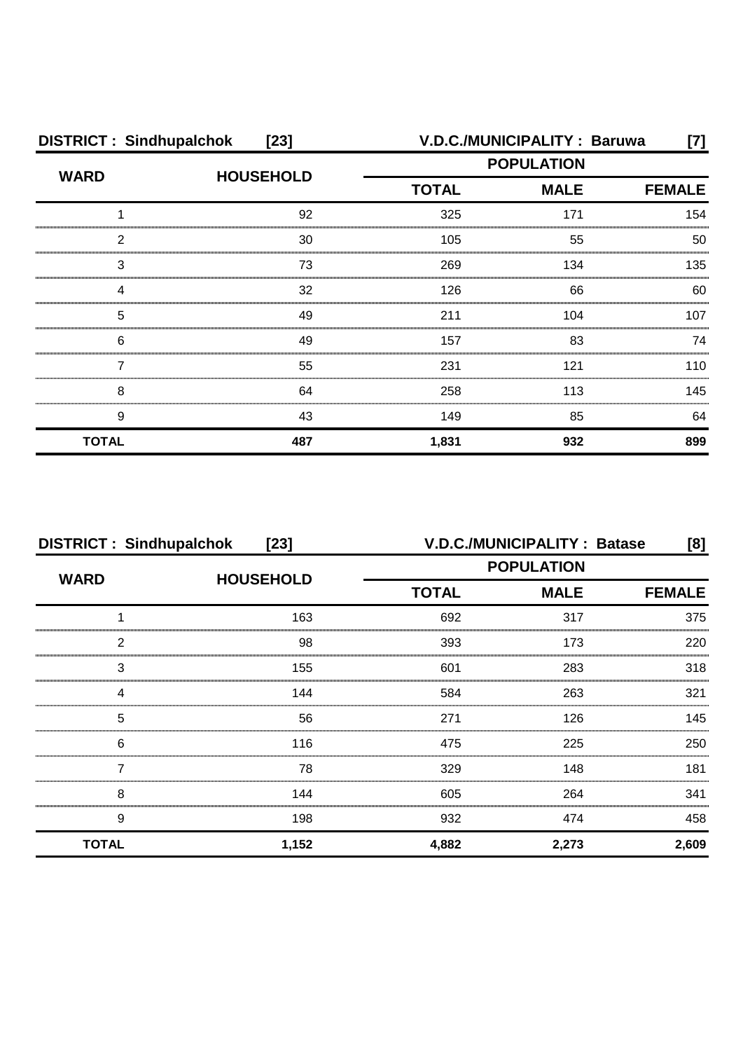**DISTRICT : Sindhupalchok [23]** **V.D.C./MUNICIPALITY : Baruwa [7]**

| WARD | HOUSEHOLD | POPULATION | | |
|---|---|---|---|---|
| | | TOTAL | MALE | FEMALE |
| 1 | 92 | 325 | 171 | 154 |
| 2 | 30 | 105 | 55 | 50 |
| 3 | 73 | 269 | 134 | 135 |
| 4 | 32 | 126 | 66 | 60 |
| 5 | 49 | 211 | 104 | 107 |
| 6 | 49 | 157 | 83 | 74 |
| 7 | 55 | 231 | 121 | 110 |
| 8 | 64 | 258 | 113 | 145 |
| 9 | 43 | 149 | 85 | 64 |
| **TOTAL** | **487** | **1,831** | **932** | **899** |

**DISTRICT : Sindhupalchok [23]** **V.D.C./MUNICIPALITY : Batase [8]**

| WARD | HOUSEHOLD | POPULATION | | |
|---|---|---|---|---|
| | | TOTAL | MALE | FEMALE |
| 1 | 163 | 692 | 317 | 375 |
| 2 | 98 | 393 | 173 | 220 |
| 3 | 155 | 601 | 283 | 318 |
| 4 | 144 | 584 | 263 | 321 |
| 5 | 56 | 271 | 126 | 145 |
| 6 | 116 | 475 | 225 | 250 |
| 7 | 78 | 329 | 148 | 181 |
| 8 | 144 | 605 | 264 | 341 |
| 9 | 198 | 932 | 474 | 458 |
| **TOTAL** | **1,152** | **4,882** | **2,273** | **2,609** |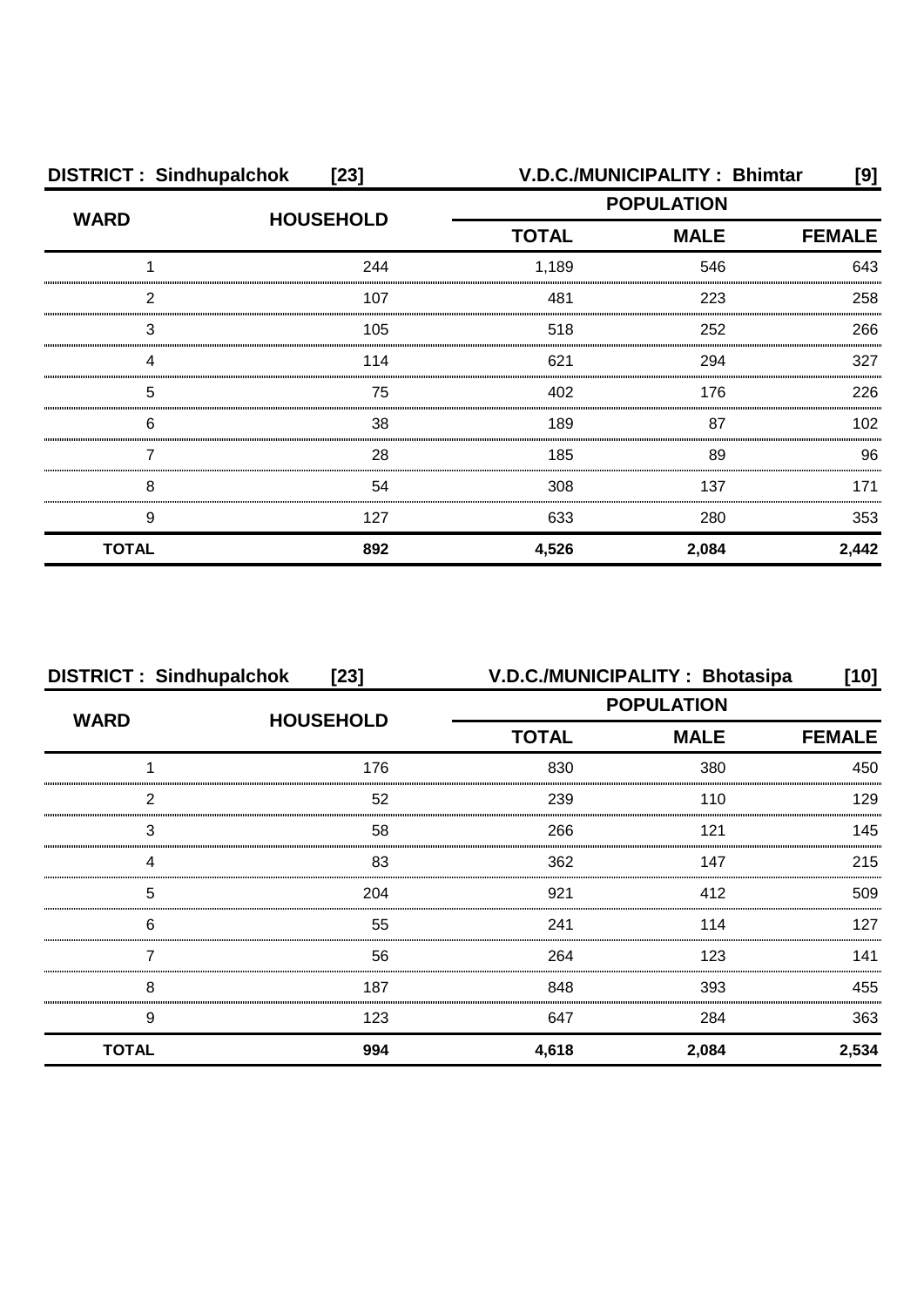**DISTRICT : Sindhupalchok [23]** **V.D.C./MUNICIPALITY : Bhimtar [9]**

| WARD | HOUSEHOLD | POPULATION | | |
|---|---|---|---|---|
| | | TOTAL | MALE | FEMALE |
| 1 | 244 | 1,189 | 546 | 643 |
| 2 | 107 | 481 | 223 | 258 |
| 3 | 105 | 518 | 252 | 266 |
| 4 | 114 | 621 | 294 | 327 |
| 5 | 75 | 402 | 176 | 226 |
| 6 | 38 | 189 | 87 | 102 |
| 7 | 28 | 185 | 89 | 96 |
| 8 | 54 | 308 | 137 | 171 |
| 9 | 127 | 633 | 280 | 353 |
| **TOTAL** | **892** | **4,526** | **2,084** | **2,442** |

**DISTRICT : Sindhupalchok [23]** **V.D.C./MUNICIPALITY : Bhotasipa [10]**

| WARD | HOUSEHOLD | POPULATION | | |
|---|---|---|---|---|
| | | TOTAL | MALE | FEMALE |
| 1 | 176 | 830 | 380 | 450 |
| 2 | 52 | 239 | 110 | 129 |
| 3 | 58 | 266 | 121 | 145 |
| 4 | 83 | 362 | 147 | 215 |
| 5 | 204 | 921 | 412 | 509 |
| 6 | 55 | 241 | 114 | 127 |
| 7 | 56 | 264 | 123 | 141 |
| 8 | 187 | 848 | 393 | 455 |
| 9 | 123 | 647 | 284 | 363 |
| **TOTAL** | **994** | **4,618** | **2,084** | **2,534** |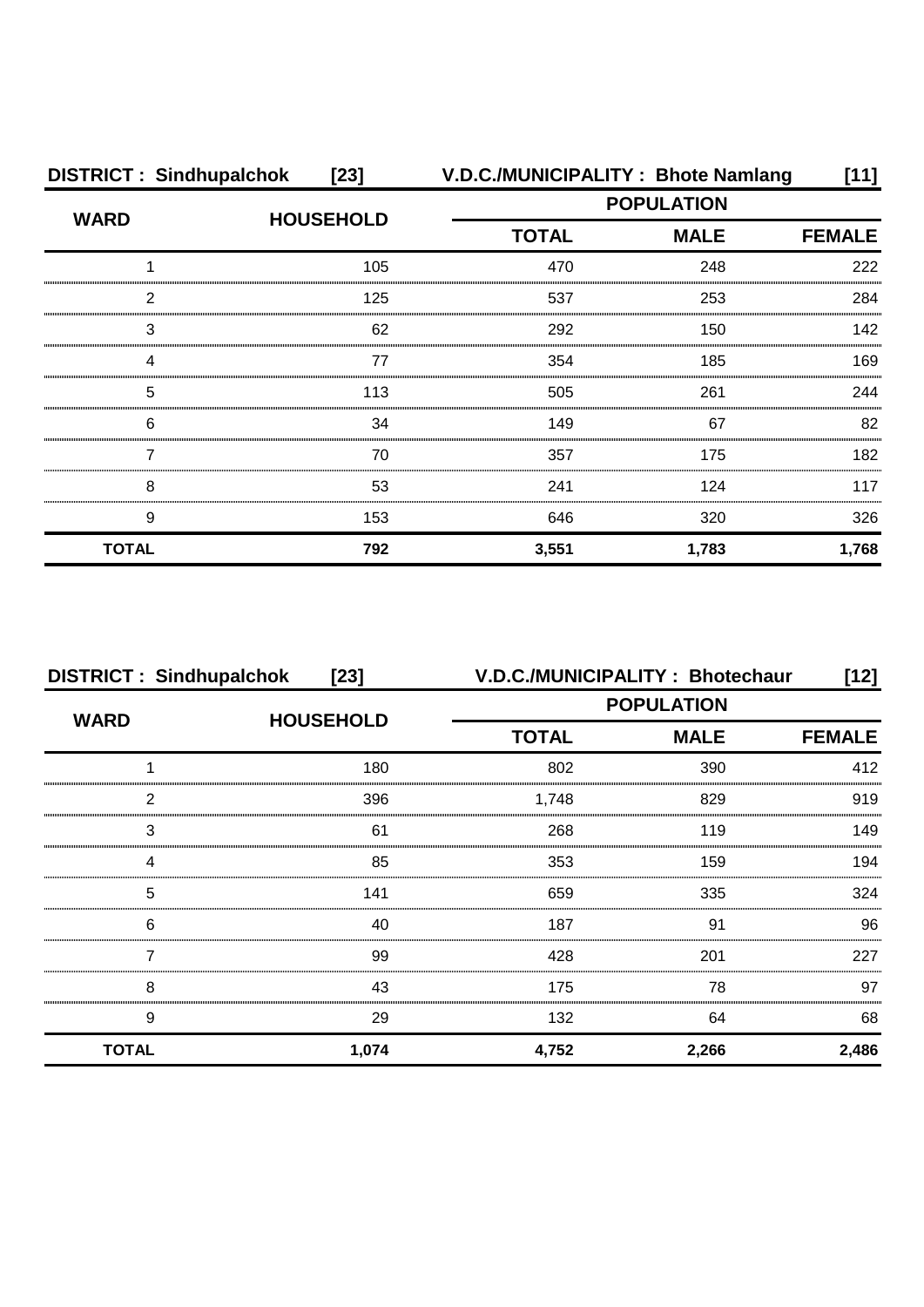**DISTRICT : Sindhupalchok [23]** **V.D.C./MUNICIPALITY : Bhote Namlang [11]**

| WARD | HOUSEHOLD | POPULATION | | |
|---|---|---|---|---|
| | | TOTAL | MALE | FEMALE |
| 1 | 105 | 470 | 248 | 222 |
| 2 | 125 | 537 | 253 | 284 |
| 3 | 62 | 292 | 150 | 142 |
| 4 | 77 | 354 | 185 | 169 |
| 5 | 113 | 505 | 261 | 244 |
| 6 | 34 | 149 | 67 | 82 |
| 7 | 70 | 357 | 175 | 182 |
| 8 | 53 | 241 | 124 | 117 |
| 9 | 153 | 646 | 320 | 326 |
| **TOTAL** | **792** | **3,551** | **1,783** | **1,768** |

**DISTRICT : Sindhupalchok [23]** **V.D.C./MUNICIPALITY : Bhotechaur [12]**

| WARD | HOUSEHOLD | POPULATION | | |
|---|---|---|---|---|
| | | TOTAL | MALE | FEMALE |
| 1 | 180 | 802 | 390 | 412 |
| 2 | 396 | 1,748 | 829 | 919 |
| 3 | 61 | 268 | 119 | 149 |
| 4 | 85 | 353 | 159 | 194 |
| 5 | 141 | 659 | 335 | 324 |
| 6 | 40 | 187 | 91 | 96 |
| 7 | 99 | 428 | 201 | 227 |
| 8 | 43 | 175 | 78 | 97 |
| 9 | 29 | 132 | 64 | 68 |
| **TOTAL** | **1,074** | **4,752** | **2,266** | **2,486** |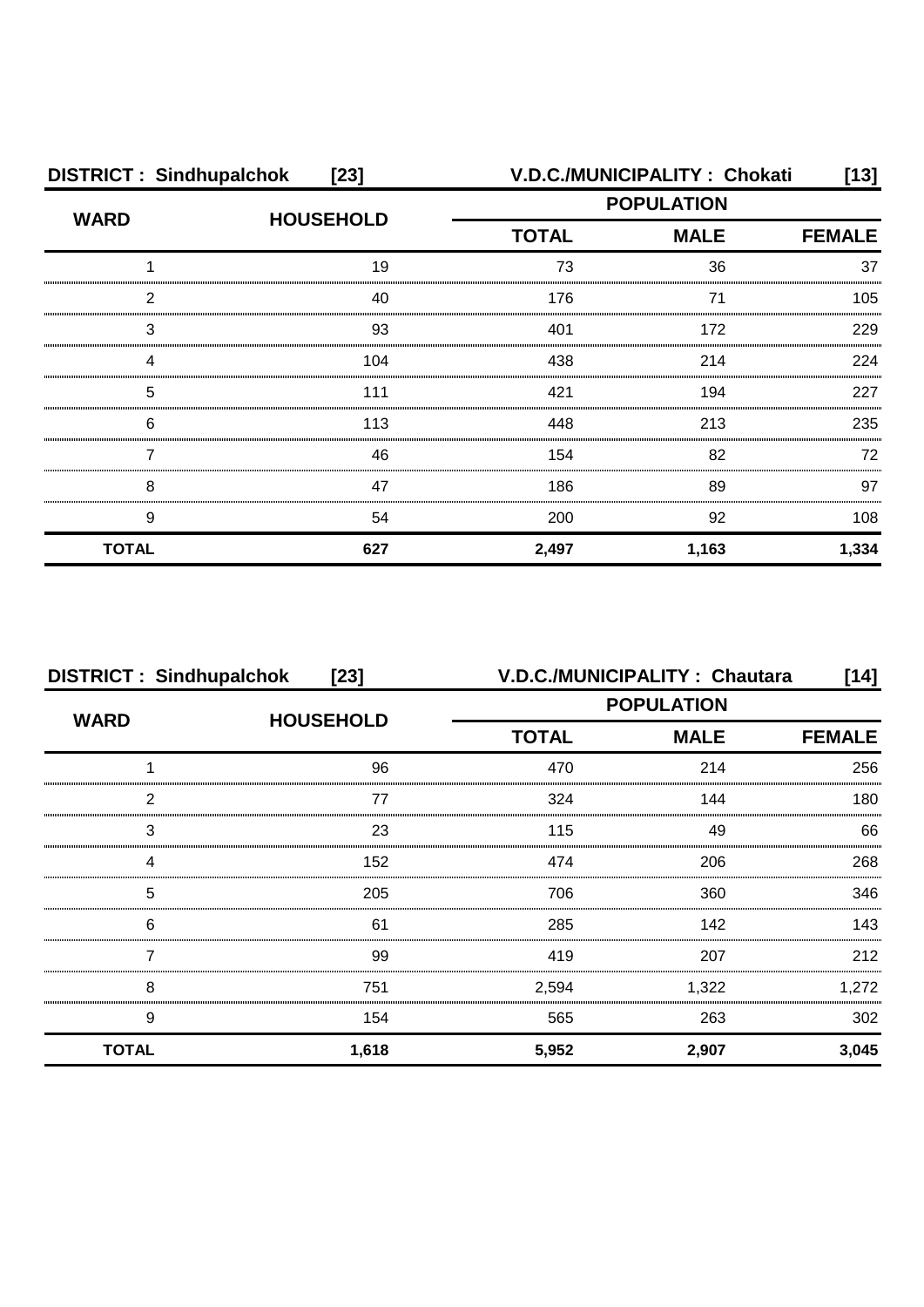**DISTRICT : Sindhupalchok [23]** **V.D.C./MUNICIPALITY : Chokati [13]**

| WARD | HOUSEHOLD | POPULATION | | |
|---|---|---|---|---|
| | | TOTAL | MALE | FEMALE |
| 1 | 19 | 73 | 36 | 37 |
| 2 | 40 | 176 | 71 | 105 |
| 3 | 93 | 401 | 172 | 229 |
| 4 | 104 | 438 | 214 | 224 |
| 5 | 111 | 421 | 194 | 227 |
| 6 | 113 | 448 | 213 | 235 |
| 7 | 46 | 154 | 82 | 72 |
| 8 | 47 | 186 | 89 | 97 |
| 9 | 54 | 200 | 92 | 108 |
| **TOTAL** | **627** | **2,497** | **1,163** | **1,334** |

**DISTRICT : Sindhupalchok [23]** **V.D.C./MUNICIPALITY : Chautara [14]**

| WARD | HOUSEHOLD | POPULATION | | |
|---|---|---|---|---|
| | | TOTAL | MALE | FEMALE |
| 1 | 96 | 470 | 214 | 256 |
| 2 | 77 | 324 | 144 | 180 |
| 3 | 23 | 115 | 49 | 66 |
| 4 | 152 | 474 | 206 | 268 |
| 5 | 205 | 706 | 360 | 346 |
| 6 | 61 | 285 | 142 | 143 |
| 7 | 99 | 419 | 207 | 212 |
| 8 | 751 | 2,594 | 1,322 | 1,272 |
| 9 | 154 | 565 | 263 | 302 |
| **TOTAL** | **1,618** | **5,952** | **2,907** | **3,045** |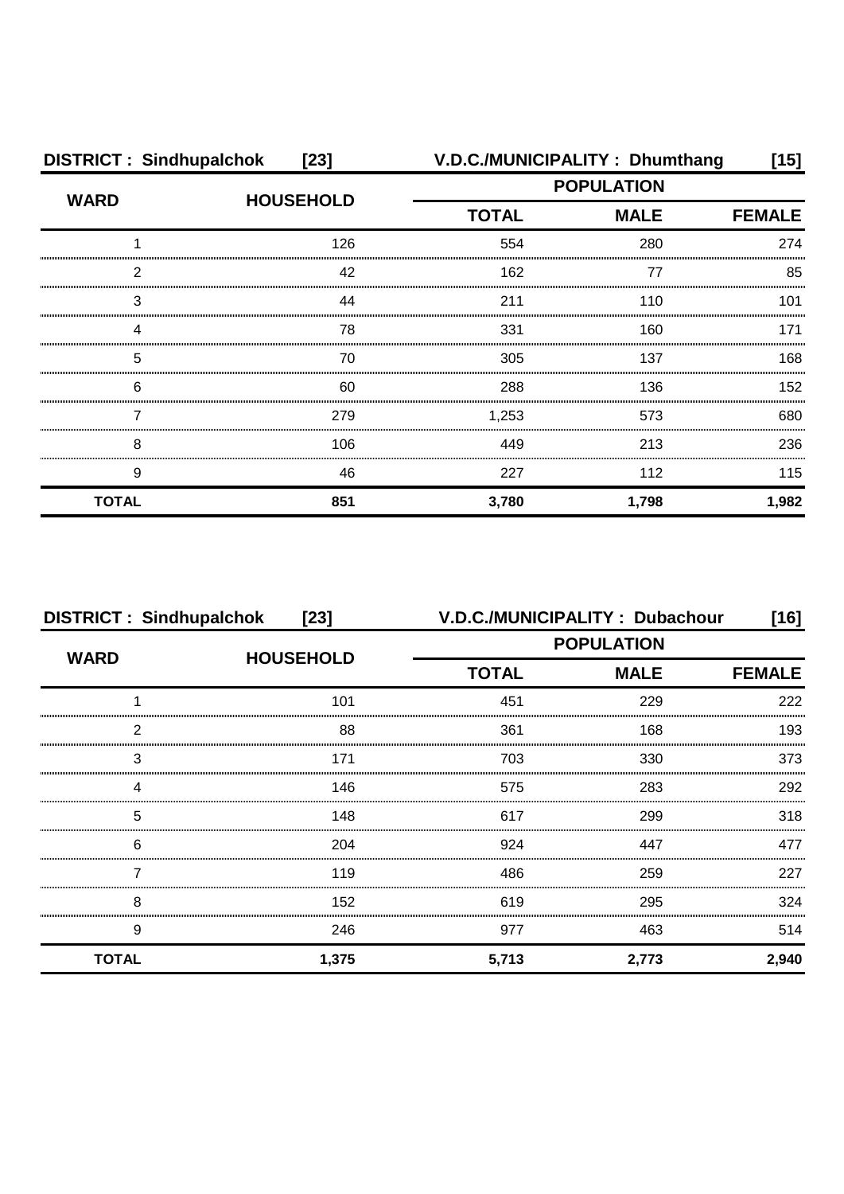**DISTRICT : Sindhupalchok [23]** **V.D.C./MUNICIPALITY : Dhumthang [15]**

| WARD | HOUSEHOLD | POPULATION | | |
|---|---|---|---|---|
| | | TOTAL | MALE | FEMALE |
| 1 | 126 | 554 | 280 | 274 |
| 2 | 42 | 162 | 77 | 85 |
| 3 | 44 | 211 | 110 | 101 |
| 4 | 78 | 331 | 160 | 171 |
| 5 | 70 | 305 | 137 | 168 |
| 6 | 60 | 288 | 136 | 152 |
| 7 | 279 | 1,253 | 573 | 680 |
| 8 | 106 | 449 | 213 | 236 |
| 9 | 46 | 227 | 112 | 115 |
| **TOTAL** | **851** | **3,780** | **1,798** | **1,982** |

**DISTRICT : Sindhupalchok [23]** **V.D.C./MUNICIPALITY : Dubachour [16]**

| WARD | HOUSEHOLD | POPULATION | | |
|---|---|---|---|---|
| | | TOTAL | MALE | FEMALE |
| 1 | 101 | 451 | 229 | 222 |
| 2 | 88 | 361 | 168 | 193 |
| 3 | 171 | 703 | 330 | 373 |
| 4 | 146 | 575 | 283 | 292 |
| 5 | 148 | 617 | 299 | 318 |
| 6 | 204 | 924 | 447 | 477 |
| 7 | 119 | 486 | 259 | 227 |
| 8 | 152 | 619 | 295 | 324 |
| 9 | 246 | 977 | 463 | 514 |
| **TOTAL** | **1,375** | **5,713** | **2,773** | **2,940** |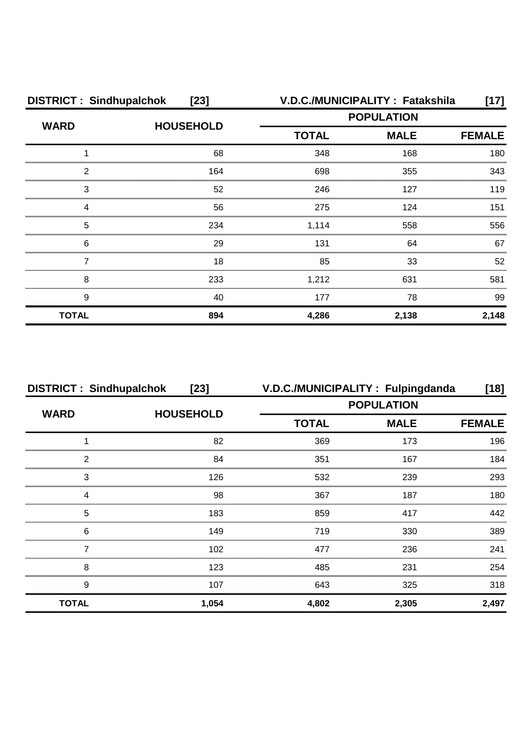**DISTRICT : Sindhupalchok [23]** **V.D.C./MUNICIPALITY : Fatakshila [17]**

| WARD | HOUSEHOLD | POPULATION | | |
|---|---|---|---|---|
| | | TOTAL | MALE | FEMALE |
| 1 | 68 | 348 | 168 | 180 |
| 2 | 164 | 698 | 355 | 343 |
| 3 | 52 | 246 | 127 | 119 |
| 4 | 56 | 275 | 124 | 151 |
| 5 | 234 | 1,114 | 558 | 556 |
| 6 | 29 | 131 | 64 | 67 |
| 7 | 18 | 85 | 33 | 52 |
| 8 | 233 | 1,212 | 631 | 581 |
| 9 | 40 | 177 | 78 | 99 |
| **TOTAL** | **894** | **4,286** | **2,138** | **2,148** |

**DISTRICT : Sindhupalchok [23]** **V.D.C./MUNICIPALITY : Fulpingdanda [18]**

| WARD | HOUSEHOLD | POPULATION | | |
|---|---|---|---|---|
| | | TOTAL | MALE | FEMALE |
| 1 | 82 | 369 | 173 | 196 |
| 2 | 84 | 351 | 167 | 184 |
| 3 | 126 | 532 | 239 | 293 |
| 4 | 98 | 367 | 187 | 180 |
| 5 | 183 | 859 | 417 | 442 |
| 6 | 149 | 719 | 330 | 389 |
| 7 | 102 | 477 | 236 | 241 |
| 8 | 123 | 485 | 231 | 254 |
| 9 | 107 | 643 | 325 | 318 |
| **TOTAL** | **1,054** | **4,802** | **2,305** | **2,497** |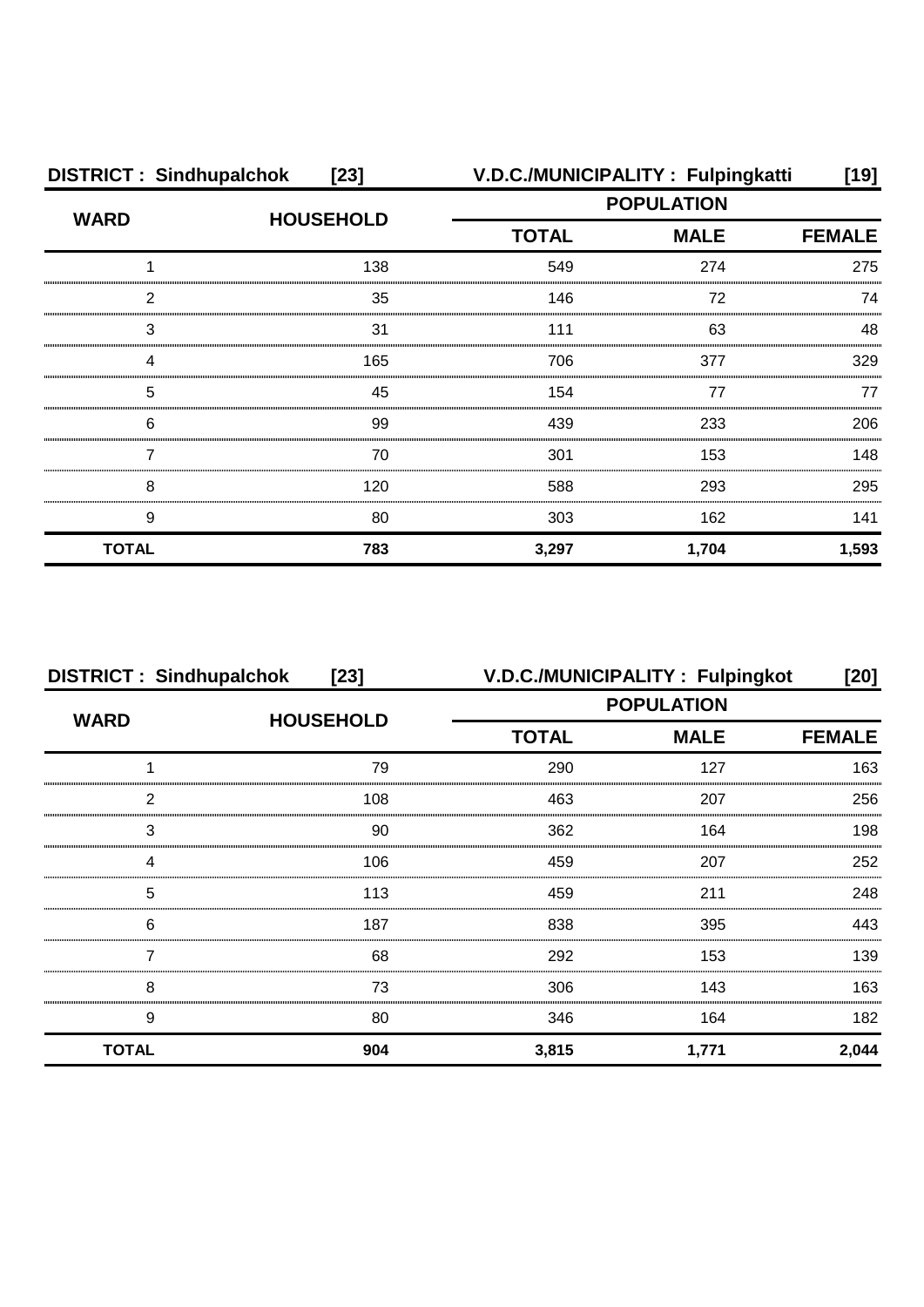**DISTRICT : Sindhupalchok [23]** **V.D.C./MUNICIPALITY : Fulpingkatti [19]**

| WARD | HOUSEHOLD | POPULATION | | |
|---|---|---|---|---|
| | | TOTAL | MALE | FEMALE |
| 1 | 138 | 549 | 274 | 275 |
| 2 | 35 | 146 | 72 | 74 |
| 3 | 31 | 111 | 63 | 48 |
| 4 | 165 | 706 | 377 | 329 |
| 5 | 45 | 154 | 77 | 77 |
| 6 | 99 | 439 | 233 | 206 |
| 7 | 70 | 301 | 153 | 148 |
| 8 | 120 | 588 | 293 | 295 |
| 9 | 80 | 303 | 162 | 141 |
| **TOTAL** | **783** | **3,297** | **1,704** | **1,593** |

**DISTRICT : Sindhupalchok [23]** **V.D.C./MUNICIPALITY : Fulpingkot [20]**

| WARD | HOUSEHOLD | POPULATION | | |
|---|---|---|---|---|
| | | TOTAL | MALE | FEMALE |
| 1 | 79 | 290 | 127 | 163 |
| 2 | 108 | 463 | 207 | 256 |
| 3 | 90 | 362 | 164 | 198 |
| 4 | 106 | 459 | 207 | 252 |
| 5 | 113 | 459 | 211 | 248 |
| 6 | 187 | 838 | 395 | 443 |
| 7 | 68 | 292 | 153 | 139 |
| 8 | 73 | 306 | 143 | 163 |
| 9 | 80 | 346 | 164 | 182 |
| **TOTAL** | **904** | **3,815** | **1,771** | **2,044** |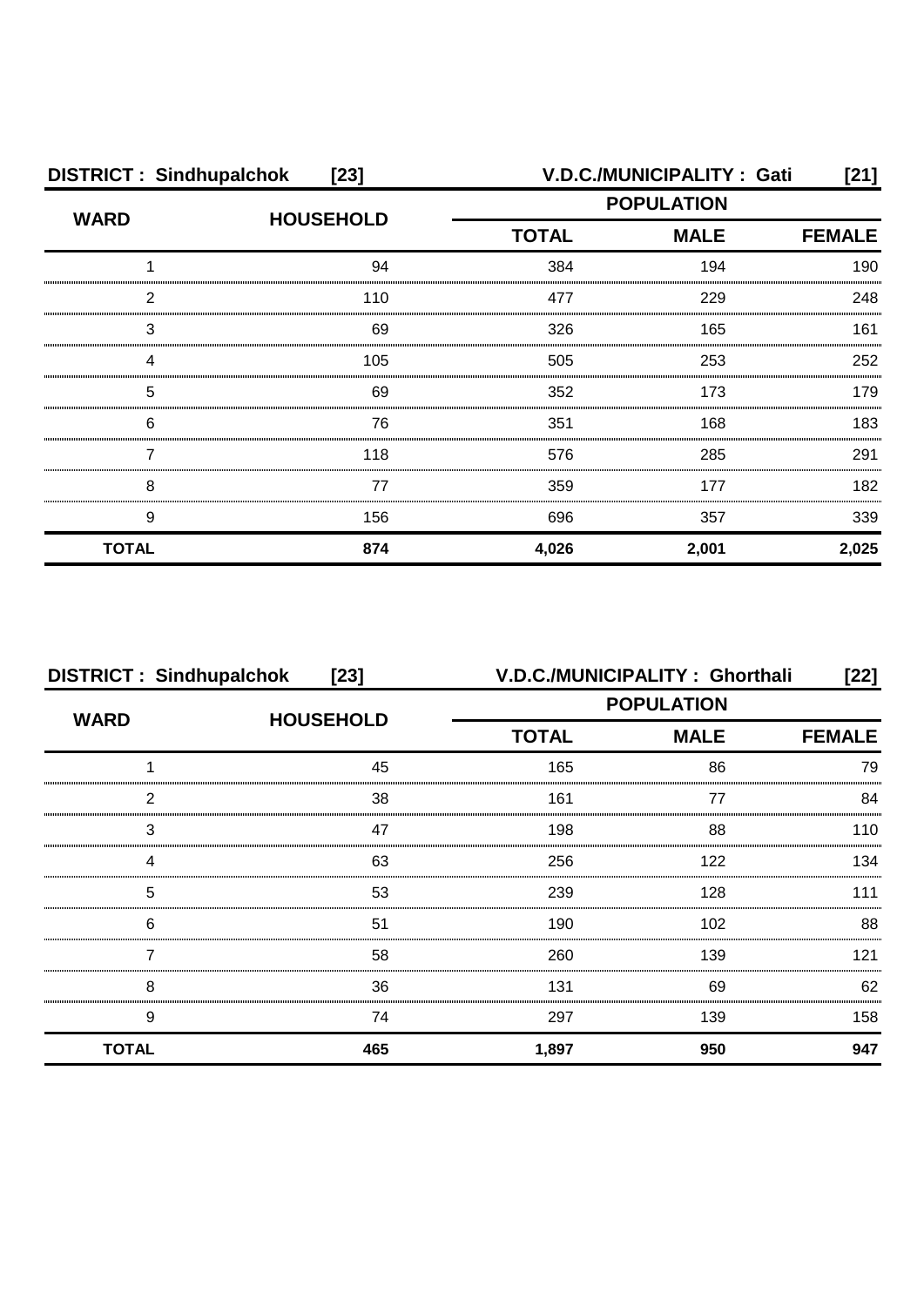| DISTRICT : Sindhupalchok [23] | | V.D.C./MUNICIPALITY : Gati [21] | | |
|---|---|---|---|---|
| WARD | HOUSEHOLD | POPULATION | | |
| | | TOTAL | MALE | FEMALE |
| 1 | 94 | 384 | 194 | 190 |
| 2 | 110 | 477 | 229 | 248 |
| 3 | 69 | 326 | 165 | 161 |
| 4 | 105 | 505 | 253 | 252 |
| 5 | 69 | 352 | 173 | 179 |
| 6 | 76 | 351 | 168 | 183 |
| 7 | 118 | 576 | 285 | 291 |
| 8 | 77 | 359 | 177 | 182 |
| 9 | 156 | 696 | 357 | 339 |
| **TOTAL** | **874** | **4,026** | **2,001** | **2,025** |

| DISTRICT : Sindhupalchok [23] | | V.D.C./MUNICIPALITY : Ghorthali [22] | | |
|---|---|---|---|---|
| WARD | HOUSEHOLD | POPULATION | | |
| | | TOTAL | MALE | FEMALE |
| 1 | 45 | 165 | 86 | 79 |
| 2 | 38 | 161 | 77 | 84 |
| 3 | 47 | 198 | 88 | 110 |
| 4 | 63 | 256 | 122 | 134 |
| 5 | 53 | 239 | 128 | 111 |
| 6 | 51 | 190 | 102 | 88 |
| 7 | 58 | 260 | 139 | 121 |
| 8 | 36 | 131 | 69 | 62 |
| 9 | 74 | 297 | 139 | 158 |
| **TOTAL** | **465** | **1,897** | **950** | **947** |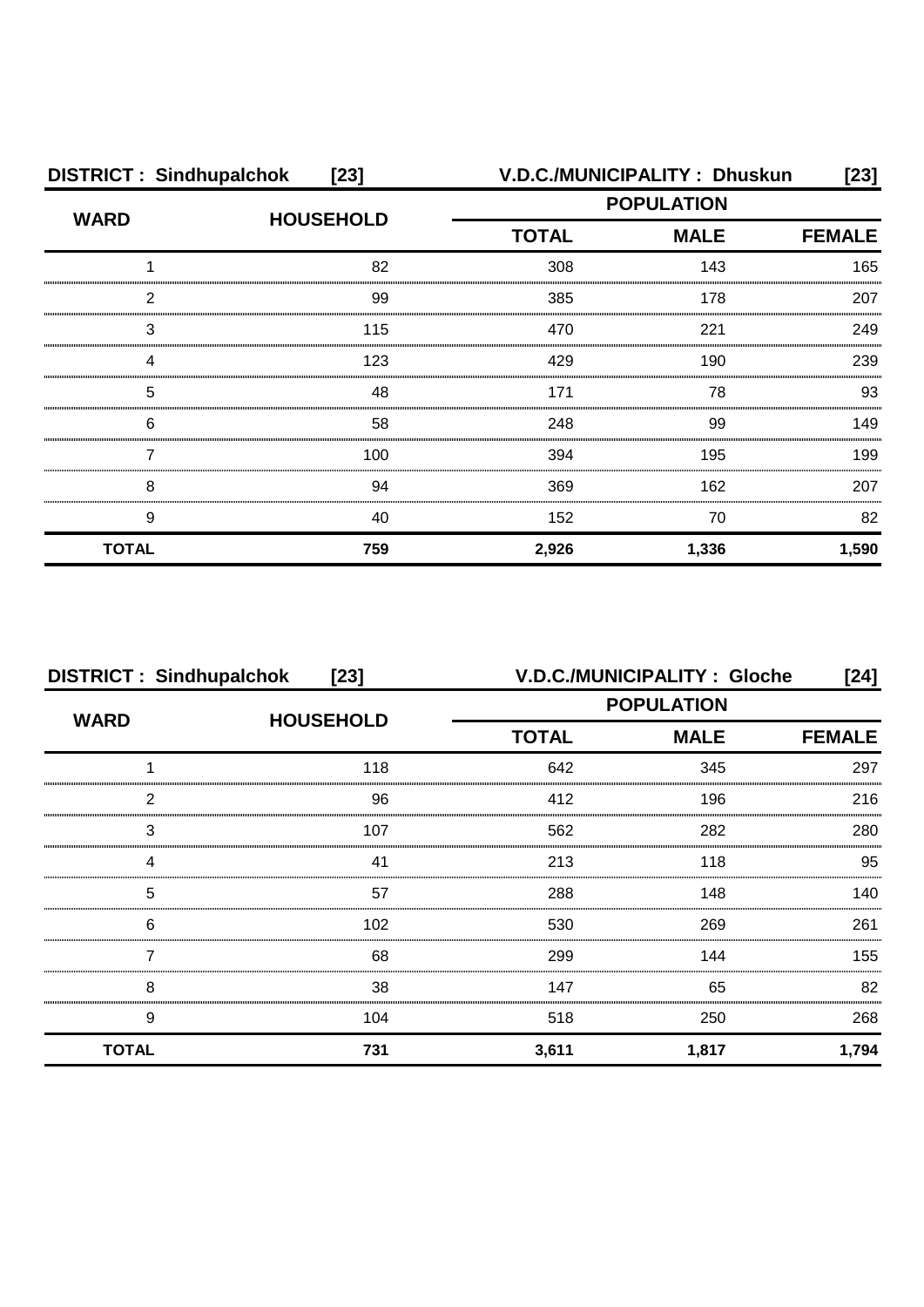**DISTRICT : Sindhupalchok [23]** **V.D.C./MUNICIPALITY : Dhuskun [23]**

| WARD | HOUSEHOLD | POPULATION | | |
|---|---|---|---|---|
| | | TOTAL | MALE | FEMALE |
| 1 | 82 | 308 | 143 | 165 |
| 2 | 99 | 385 | 178 | 207 |
| 3 | 115 | 470 | 221 | 249 |
| 4 | 123 | 429 | 190 | 239 |
| 5 | 48 | 171 | 78 | 93 |
| 6 | 58 | 248 | 99 | 149 |
| 7 | 100 | 394 | 195 | 199 |
| 8 | 94 | 369 | 162 | 207 |
| 9 | 40 | 152 | 70 | 82 |
| **TOTAL** | **759** | **2,926** | **1,336** | **1,590** |

**DISTRICT : Sindhupalchok [23]** **V.D.C./MUNICIPALITY : Gloche [24]**

| WARD | HOUSEHOLD | POPULATION | | |
|---|---|---|---|---|
| | | TOTAL | MALE | FEMALE |
| 1 | 118 | 642 | 345 | 297 |
| 2 | 96 | 412 | 196 | 216 |
| 3 | 107 | 562 | 282 | 280 |
| 4 | 41 | 213 | 118 | 95 |
| 5 | 57 | 288 | 148 | 140 |
| 6 | 102 | 530 | 269 | 261 |
| 7 | 68 | 299 | 144 | 155 |
| 8 | 38 | 147 | 65 | 82 |
| 9 | 104 | 518 | 250 | 268 |
| **TOTAL** | **731** | **3,611** | **1,817** | **1,794** |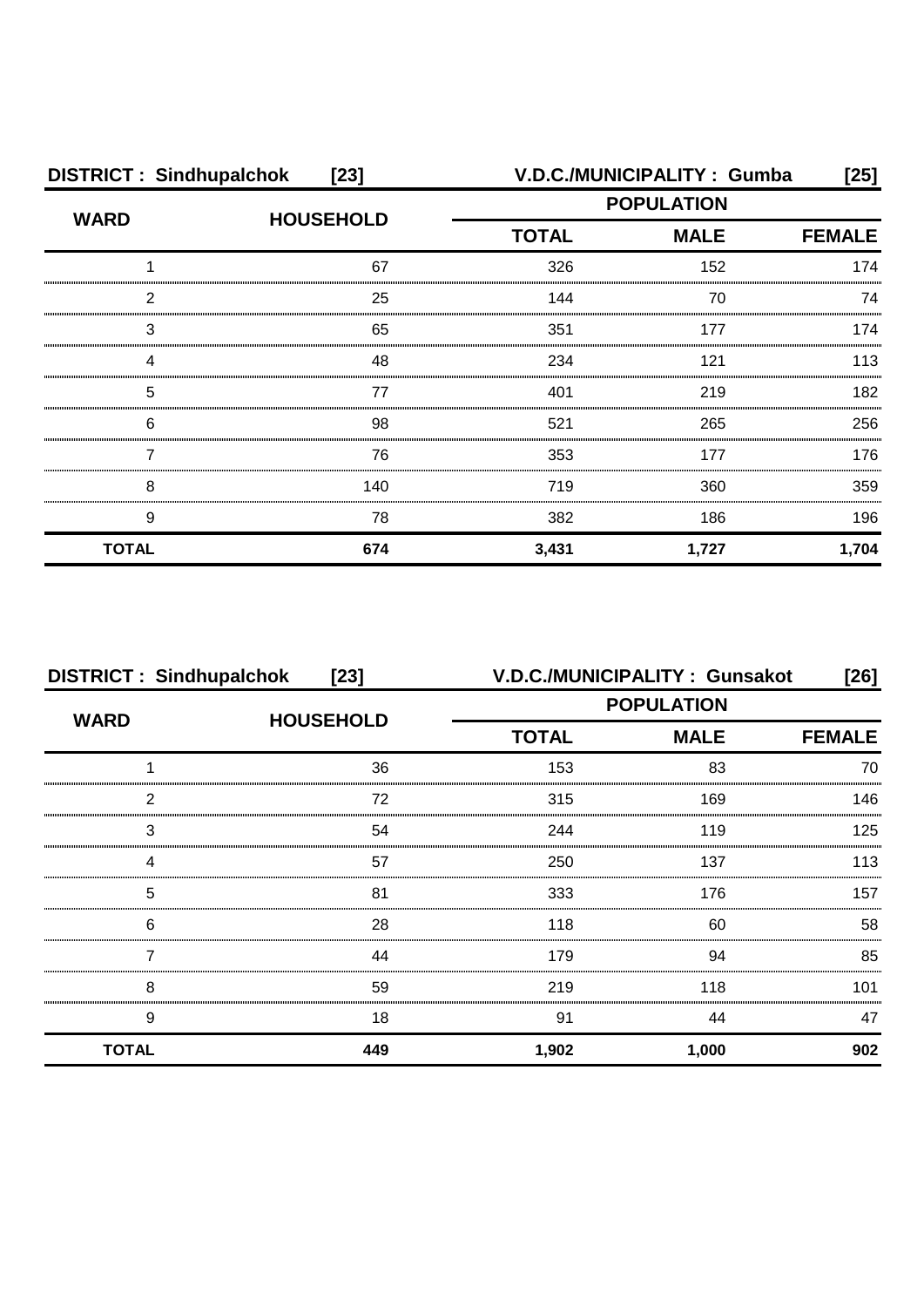| DISTRICT : Sindhupalchok | [23] | V.D.C./MUNICIPALITY : Gumba | | [25] |
|---|---|---|---|---|
| WARD | HOUSEHOLD | POPULATION | | |
| | | TOTAL | MALE | FEMALE |
| 1 | 67 | 326 | 152 | 174 |
| 2 | 25 | 144 | 70 | 74 |
| 3 | 65 | 351 | 177 | 174 |
| 4 | 48 | 234 | 121 | 113 |
| 5 | 77 | 401 | 219 | 182 |
| 6 | 98 | 521 | 265 | 256 |
| 7 | 76 | 353 | 177 | 176 |
| 8 | 140 | 719 | 360 | 359 |
| 9 | 78 | 382 | 186 | 196 |
| **TOTAL** | **674** | **3,431** | **1,727** | **1,704** |

| DISTRICT : Sindhupalchok | [23] | V.D.C./MUNICIPALITY : Gunsakot | | [26] |
|---|---|---|---|---|
| WARD | HOUSEHOLD | POPULATION | | |
| | | TOTAL | MALE | FEMALE |
| 1 | 36 | 153 | 83 | 70 |
| 2 | 72 | 315 | 169 | 146 |
| 3 | 54 | 244 | 119 | 125 |
| 4 | 57 | 250 | 137 | 113 |
| 5 | 81 | 333 | 176 | 157 |
| 6 | 28 | 118 | 60 | 58 |
| 7 | 44 | 179 | 94 | 85 |
| 8 | 59 | 219 | 118 | 101 |
| 9 | 18 | 91 | 44 | 47 |
| **TOTAL** | **449** | **1,902** | **1,000** | **902** |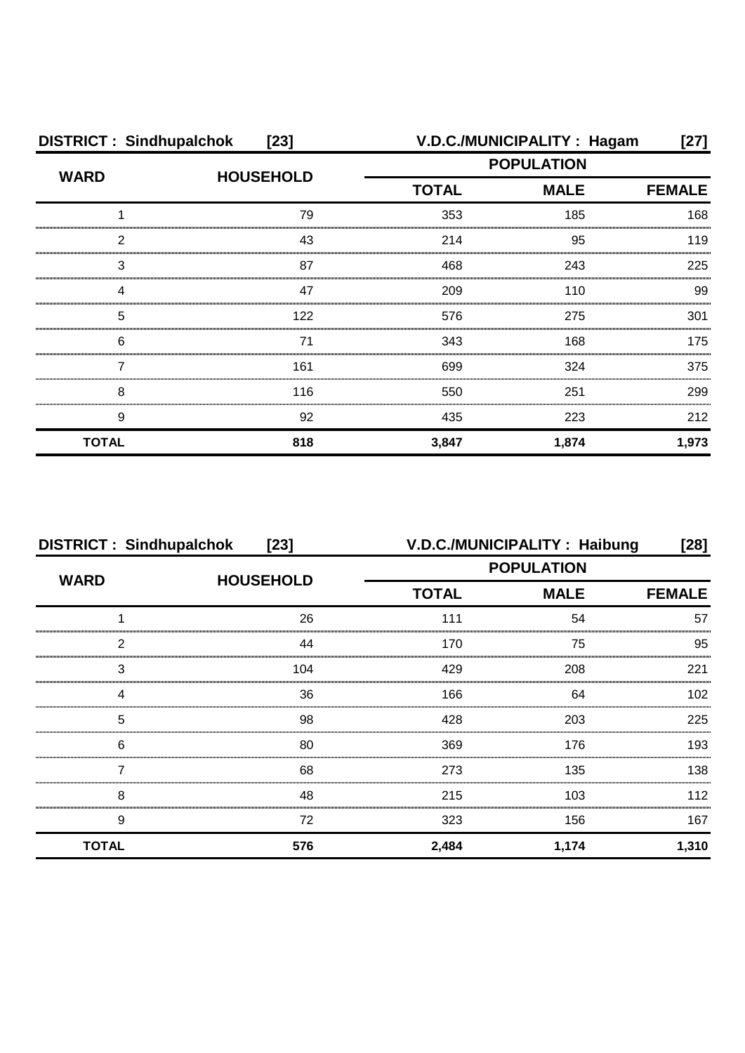**DISTRICT : Sindhupalchok [23]** **V.D.C./MUNICIPALITY : Hagam [27]**

| WARD | HOUSEHOLD | POPULATION | | |
|---|---|---|---|---|
| | | TOTAL | MALE | FEMALE |
| 1 | 79 | 353 | 185 | 168 |
| 2 | 43 | 214 | 95 | 119 |
| 3 | 87 | 468 | 243 | 225 |
| 4 | 47 | 209 | 110 | 99 |
| 5 | 122 | 576 | 275 | 301 |
| 6 | 71 | 343 | 168 | 175 |
| 7 | 161 | 699 | 324 | 375 |
| 8 | 116 | 550 | 251 | 299 |
| 9 | 92 | 435 | 223 | 212 |
| **TOTAL** | **818** | **3,847** | **1,874** | **1,973** |

**DISTRICT : Sindhupalchok [23]** **V.D.C./MUNICIPALITY : Haibung [28]**

| WARD | HOUSEHOLD | POPULATION | | |
|---|---|---|---|---|
| | | TOTAL | MALE | FEMALE |
| 1 | 26 | 111 | 54 | 57 |
| 2 | 44 | 170 | 75 | 95 |
| 3 | 104 | 429 | 208 | 221 |
| 4 | 36 | 166 | 64 | 102 |
| 5 | 98 | 428 | 203 | 225 |
| 6 | 80 | 369 | 176 | 193 |
| 7 | 68 | 273 | 135 | 138 |
| 8 | 48 | 215 | 103 | 112 |
| 9 | 72 | 323 | 156 | 167 |
| **TOTAL** | **576** | **2,484** | **1,174** | **1,310** |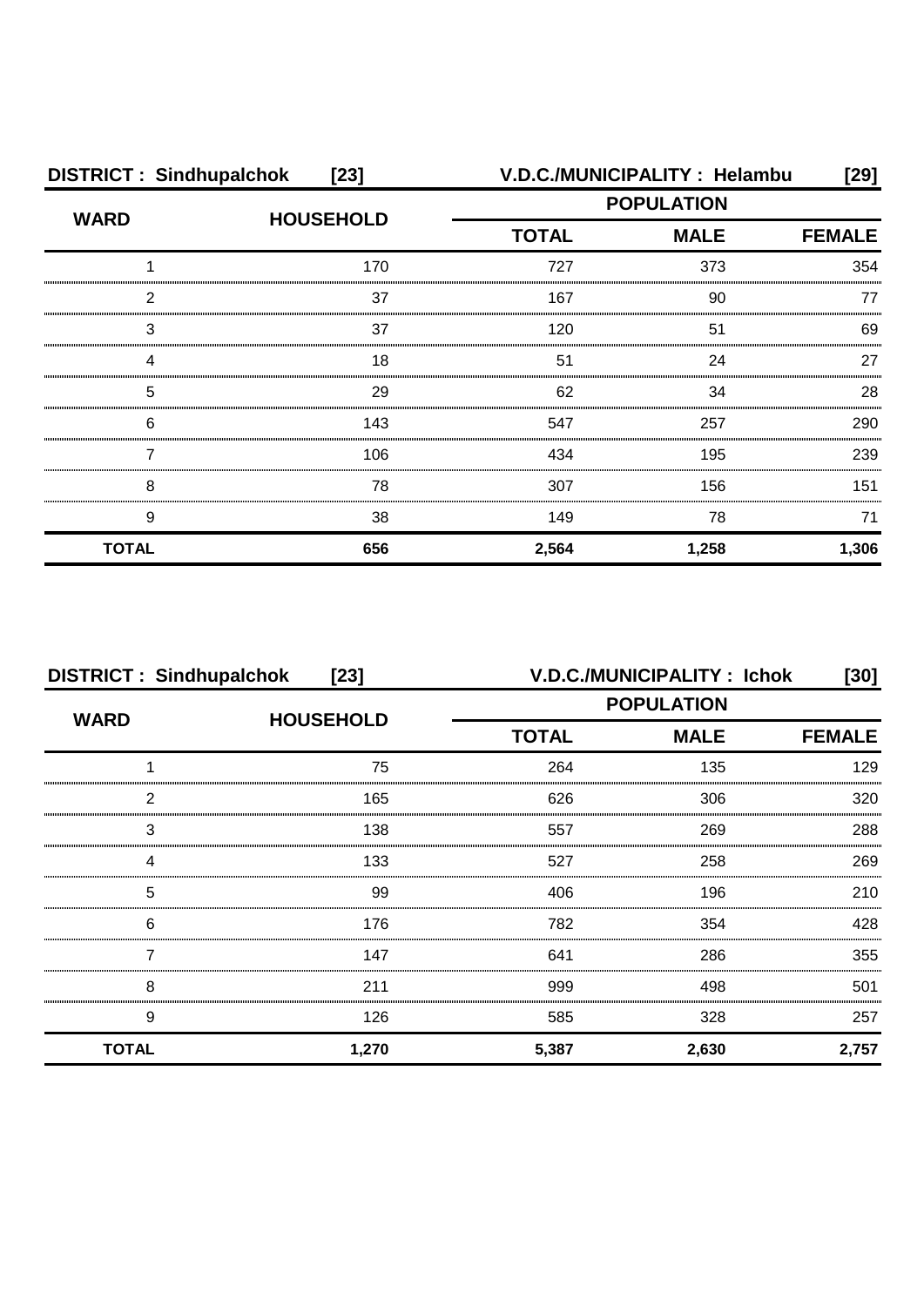**DISTRICT : Sindhupalchok [23]** **V.D.C./MUNICIPALITY : Helambu [29]**

| WARD | HOUSEHOLD | POPULATION | | |
|---|---|---|---|---|
| | | TOTAL | MALE | FEMALE |
| 1 | 170 | 727 | 373 | 354 |
| 2 | 37 | 167 | 90 | 77 |
| 3 | 37 | 120 | 51 | 69 |
| 4 | 18 | 51 | 24 | 27 |
| 5 | 29 | 62 | 34 | 28 |
| 6 | 143 | 547 | 257 | 290 |
| 7 | 106 | 434 | 195 | 239 |
| 8 | 78 | 307 | 156 | 151 |
| 9 | 38 | 149 | 78 | 71 |
| **TOTAL** | **656** | **2,564** | **1,258** | **1,306** |

**DISTRICT : Sindhupalchok [23]** **V.D.C./MUNICIPALITY : Ichok [30]**

| WARD | HOUSEHOLD | POPULATION | | |
|---|---|---|---|---|
| | | TOTAL | MALE | FEMALE |
| 1 | 75 | 264 | 135 | 129 |
| 2 | 165 | 626 | 306 | 320 |
| 3 | 138 | 557 | 269 | 288 |
| 4 | 133 | 527 | 258 | 269 |
| 5 | 99 | 406 | 196 | 210 |
| 6 | 176 | 782 | 354 | 428 |
| 7 | 147 | 641 | 286 | 355 |
| 8 | 211 | 999 | 498 | 501 |
| 9 | 126 | 585 | 328 | 257 |
| **TOTAL** | **1,270** | **5,387** | **2,630** | **2,757** |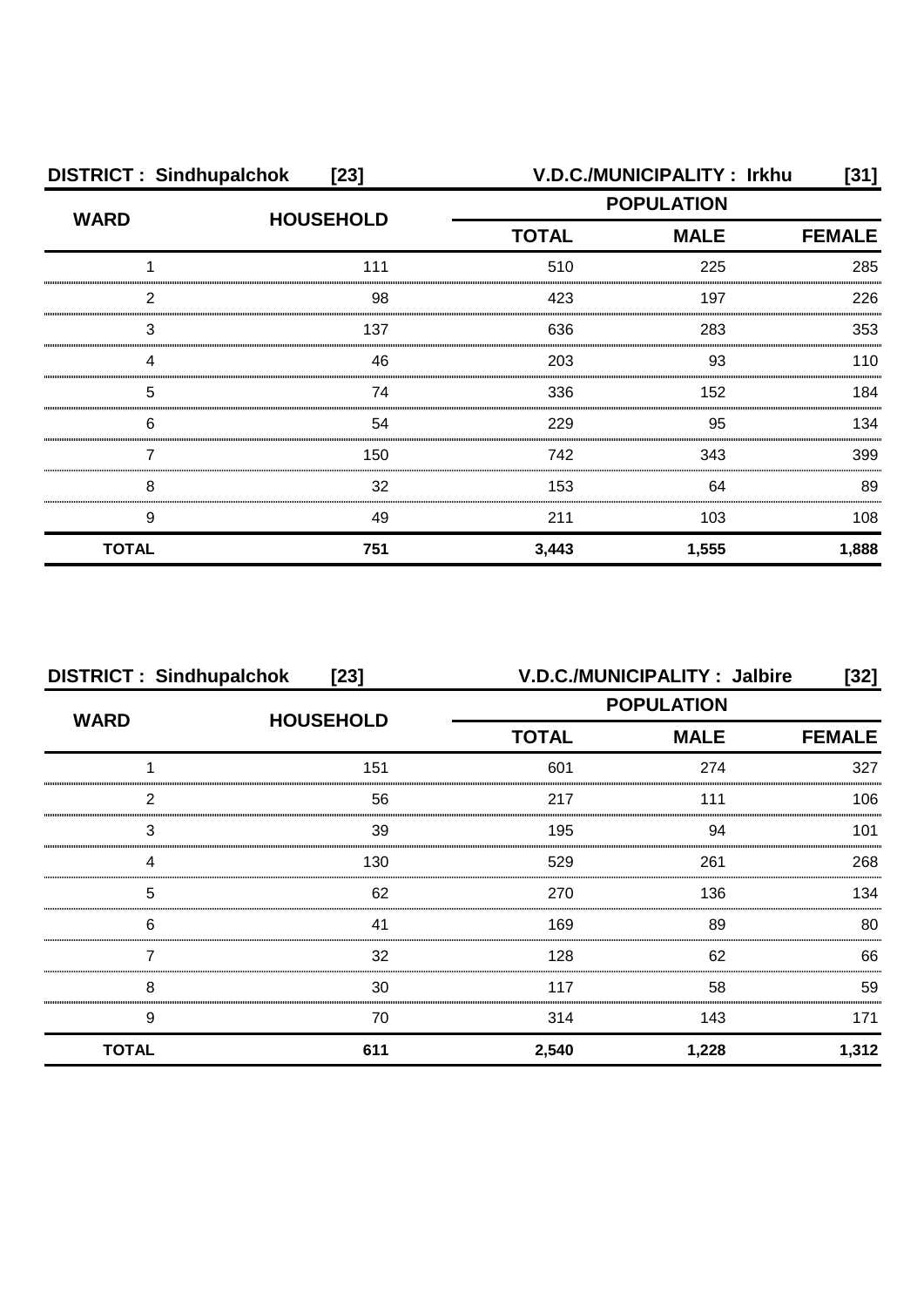**DISTRICT : Sindhupalchok [23]** **V.D.C./MUNICIPALITY : Irkhu [31]**

| WARD | HOUSEHOLD | POPULATION | | |
|---|---|---|---|---|
| | | TOTAL | MALE | FEMALE |
| 1 | 111 | 510 | 225 | 285 |
| 2 | 98 | 423 | 197 | 226 |
| 3 | 137 | 636 | 283 | 353 |
| 4 | 46 | 203 | 93 | 110 |
| 5 | 74 | 336 | 152 | 184 |
| 6 | 54 | 229 | 95 | 134 |
| 7 | 150 | 742 | 343 | 399 |
| 8 | 32 | 153 | 64 | 89 |
| 9 | 49 | 211 | 103 | 108 |
| **TOTAL** | **751** | **3,443** | **1,555** | **1,888** |

**DISTRICT : Sindhupalchok [23]** **V.D.C./MUNICIPALITY : Jalbire [32]**

| WARD | HOUSEHOLD | POPULATION | | |
|---|---|---|---|---|
| | | TOTAL | MALE | FEMALE |
| 1 | 151 | 601 | 274 | 327 |
| 2 | 56 | 217 | 111 | 106 |
| 3 | 39 | 195 | 94 | 101 |
| 4 | 130 | 529 | 261 | 268 |
| 5 | 62 | 270 | 136 | 134 |
| 6 | 41 | 169 | 89 | 80 |
| 7 | 32 | 128 | 62 | 66 |
| 8 | 30 | 117 | 58 | 59 |
| 9 | 70 | 314 | 143 | 171 |
| **TOTAL** | **611** | **2,540** | **1,228** | **1,312** |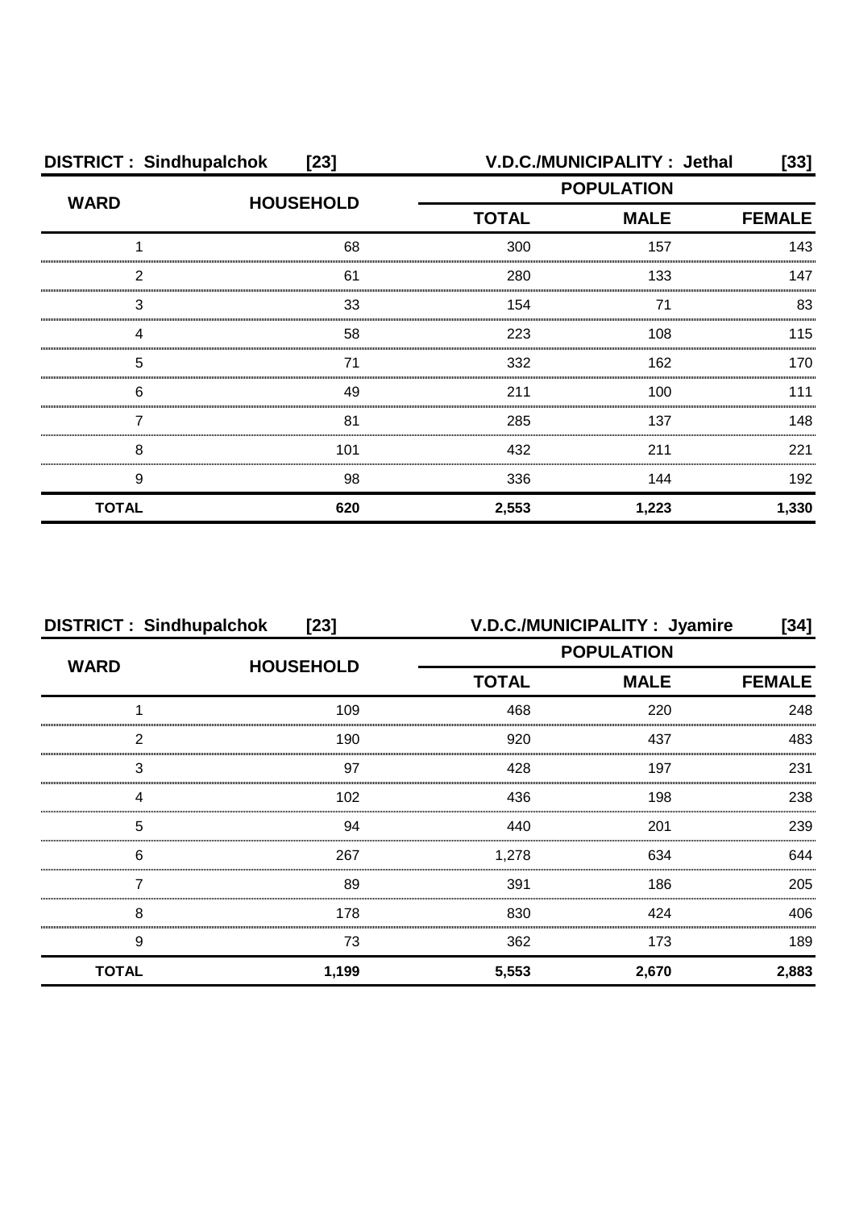| DISTRICT : Sindhupalchok [23] | | V.D.C./MUNICIPALITY : Jethal [33] | | |
|---|---|---|---|---|
| WARD | HOUSEHOLD | POPULATION | | |
| | | TOTAL | MALE | FEMALE |
| 1 | 68 | 300 | 157 | 143 |
| 2 | 61 | 280 | 133 | 147 |
| 3 | 33 | 154 | 71 | 83 |
| 4 | 58 | 223 | 108 | 115 |
| 5 | 71 | 332 | 162 | 170 |
| 6 | 49 | 211 | 100 | 111 |
| 7 | 81 | 285 | 137 | 148 |
| 8 | 101 | 432 | 211 | 221 |
| 9 | 98 | 336 | 144 | 192 |
| **TOTAL** | **620** | **2,553** | **1,223** | **1,330** |

| DISTRICT : Sindhupalchok [23] | | V.D.C./MUNICIPALITY : Jyamire [34] | | |
|---|---|---|---|---|
| WARD | HOUSEHOLD | POPULATION | | |
| | | TOTAL | MALE | FEMALE |
| 1 | 109 | 468 | 220 | 248 |
| 2 | 190 | 920 | 437 | 483 |
| 3 | 97 | 428 | 197 | 231 |
| 4 | 102 | 436 | 198 | 238 |
| 5 | 94 | 440 | 201 | 239 |
| 6 | 267 | 1,278 | 634 | 644 |
| 7 | 89 | 391 | 186 | 205 |
| 8 | 178 | 830 | 424 | 406 |
| 9 | 73 | 362 | 173 | 189 |
| **TOTAL** | **1,199** | **5,553** | **2,670** | **2,883** |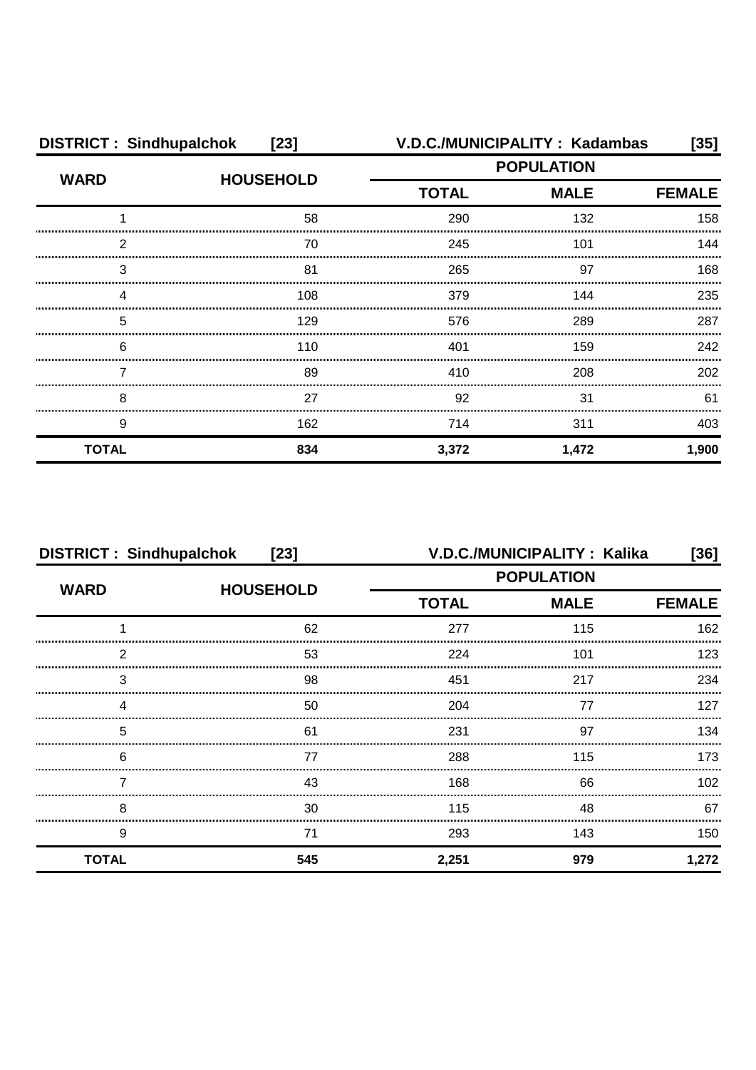**DISTRICT : Sindhupalchok [23] V.D.C./MUNICIPALITY : Kadambas [35]**

| WARD | HOUSEHOLD | POPULATION | | |
|---|---|---|---|---|
| | | TOTAL | MALE | FEMALE |
| 1 | 58 | 290 | 132 | 158 |
| 2 | 70 | 245 | 101 | 144 |
| 3 | 81 | 265 | 97 | 168 |
| 4 | 108 | 379 | 144 | 235 |
| 5 | 129 | 576 | 289 | 287 |
| 6 | 110 | 401 | 159 | 242 |
| 7 | 89 | 410 | 208 | 202 |
| 8 | 27 | 92 | 31 | 61 |
| 9 | 162 | 714 | 311 | 403 |
| **TOTAL** | **834** | **3,372** | **1,472** | **1,900** |

**DISTRICT : Sindhupalchok [23] V.D.C./MUNICIPALITY : Kalika [36]**

| WARD | HOUSEHOLD | POPULATION | | |
|---|---|---|---|---|
| | | TOTAL | MALE | FEMALE |
| 1 | 62 | 277 | 115 | 162 |
| 2 | 53 | 224 | 101 | 123 |
| 3 | 98 | 451 | 217 | 234 |
| 4 | 50 | 204 | 77 | 127 |
| 5 | 61 | 231 | 97 | 134 |
| 6 | 77 | 288 | 115 | 173 |
| 7 | 43 | 168 | 66 | 102 |
| 8 | 30 | 115 | 48 | 67 |
| 9 | 71 | 293 | 143 | 150 |
| **TOTAL** | **545** | **2,251** | **979** | **1,272** |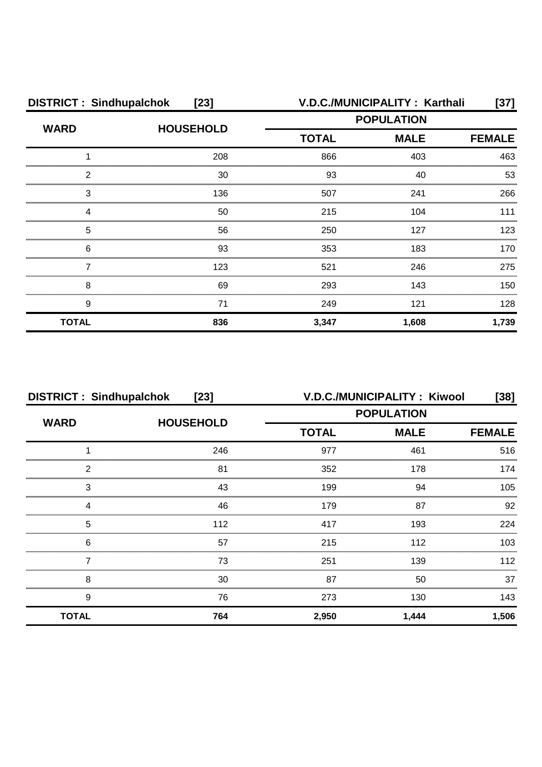**DISTRICT : Sindhupalchok [23]** **V.D.C./MUNICIPALITY : Karthali [37]**

| WARD | HOUSEHOLD | POPULATION | | |
|---|---|---|---|---|
| | | TOTAL | MALE | FEMALE |
| 1 | 208 | 866 | 403 | 463 |
| 2 | 30 | 93 | 40 | 53 |
| 3 | 136 | 507 | 241 | 266 |
| 4 | 50 | 215 | 104 | 111 |
| 5 | 56 | 250 | 127 | 123 |
| 6 | 93 | 353 | 183 | 170 |
| 7 | 123 | 521 | 246 | 275 |
| 8 | 69 | 293 | 143 | 150 |
| 9 | 71 | 249 | 121 | 128 |
| **TOTAL** | **836** | **3,347** | **1,608** | **1,739** |

**DISTRICT : Sindhupalchok [23]** **V.D.C./MUNICIPALITY : Kiwool [38]**

| WARD | HOUSEHOLD | POPULATION | | |
|---|---|---|---|---|
| | | TOTAL | MALE | FEMALE |
| 1 | 246 | 977 | 461 | 516 |
| 2 | 81 | 352 | 178 | 174 |
| 3 | 43 | 199 | 94 | 105 |
| 4 | 46 | 179 | 87 | 92 |
| 5 | 112 | 417 | 193 | 224 |
| 6 | 57 | 215 | 112 | 103 |
| 7 | 73 | 251 | 139 | 112 |
| 8 | 30 | 87 | 50 | 37 |
| 9 | 76 | 273 | 130 | 143 |
| **TOTAL** | **764** | **2,950** | **1,444** | **1,506** |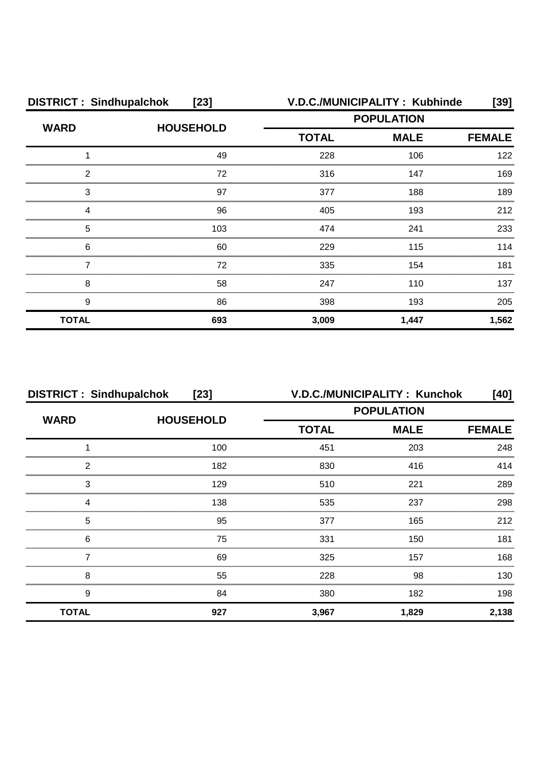| DISTRICT : Sindhupalchok [23] | | V.D.C./MUNICIPALITY : Kubhinde [39] | | |
|---|---|---|---|---|
| WARD | HOUSEHOLD | POPULATION | | |
| | | TOTAL | MALE | FEMALE |
| 1 | 49 | 228 | 106 | 122 |
| 2 | 72 | 316 | 147 | 169 |
| 3 | 97 | 377 | 188 | 189 |
| 4 | 96 | 405 | 193 | 212 |
| 5 | 103 | 474 | 241 | 233 |
| 6 | 60 | 229 | 115 | 114 |
| 7 | 72 | 335 | 154 | 181 |
| 8 | 58 | 247 | 110 | 137 |
| 9 | 86 | 398 | 193 | 205 |
| **TOTAL** | **693** | **3,009** | **1,447** | **1,562** |

| DISTRICT : Sindhupalchok [23] | | V.D.C./MUNICIPALITY : Kunchok [40] | | |
|---|---|---|---|---|
| WARD | HOUSEHOLD | POPULATION | | |
| | | TOTAL | MALE | FEMALE |
| 1 | 100 | 451 | 203 | 248 |
| 2 | 182 | 830 | 416 | 414 |
| 3 | 129 | 510 | 221 | 289 |
| 4 | 138 | 535 | 237 | 298 |
| 5 | 95 | 377 | 165 | 212 |
| 6 | 75 | 331 | 150 | 181 |
| 7 | 69 | 325 | 157 | 168 |
| 8 | 55 | 228 | 98 | 130 |
| 9 | 84 | 380 | 182 | 198 |
| **TOTAL** | **927** | **3,967** | **1,829** | **2,138** |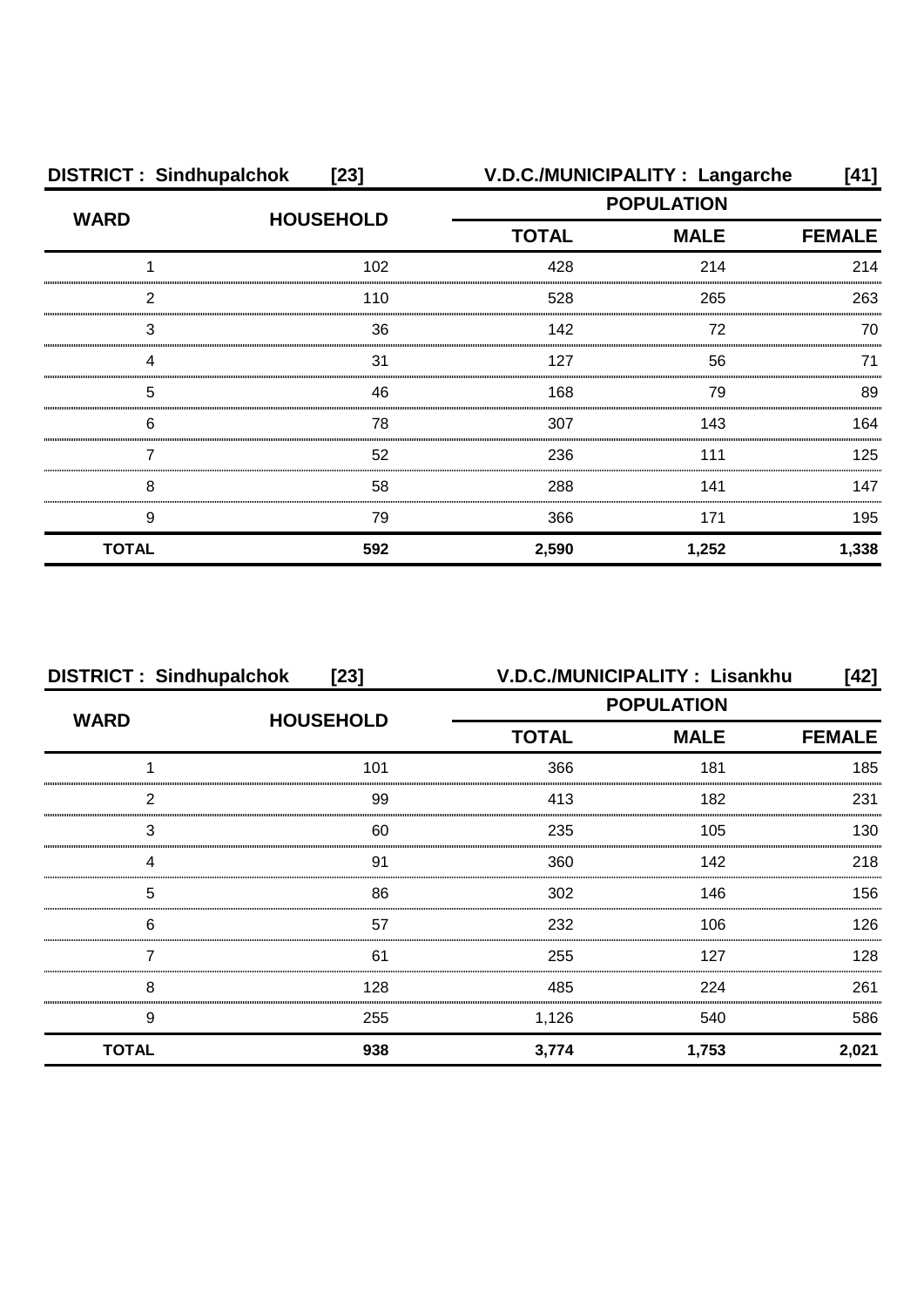**DISTRICT : Sindhupalchok [23]** | **V.D.C./MUNICIPALITY : Langarche [41]**

| WARD | HOUSEHOLD | POPULATION | | |
|---|---|---|---|---|
| | | TOTAL | MALE | FEMALE |
| 1 | 102 | 428 | 214 | 214 |
| 2 | 110 | 528 | 265 | 263 |
| 3 | 36 | 142 | 72 | 70 |
| 4 | 31 | 127 | 56 | 71 |
| 5 | 46 | 168 | 79 | 89 |
| 6 | 78 | 307 | 143 | 164 |
| 7 | 52 | 236 | 111 | 125 |
| 8 | 58 | 288 | 141 | 147 |
| 9 | 79 | 366 | 171 | 195 |
| **TOTAL** | **592** | **2,590** | **1,252** | **1,338** |

**DISTRICT : Sindhupalchok [23]** | **V.D.C./MUNICIPALITY : Lisankhu [42]**

| WARD | HOUSEHOLD | POPULATION | | |
|---|---|---|---|---|
| | | TOTAL | MALE | FEMALE |
| 1 | 101 | 366 | 181 | 185 |
| 2 | 99 | 413 | 182 | 231 |
| 3 | 60 | 235 | 105 | 130 |
| 4 | 91 | 360 | 142 | 218 |
| 5 | 86 | 302 | 146 | 156 |
| 6 | 57 | 232 | 106 | 126 |
| 7 | 61 | 255 | 127 | 128 |
| 8 | 128 | 485 | 224 | 261 |
| 9 | 255 | 1,126 | 540 | 586 |
| **TOTAL** | **938** | **3,774** | **1,753** | **2,021** |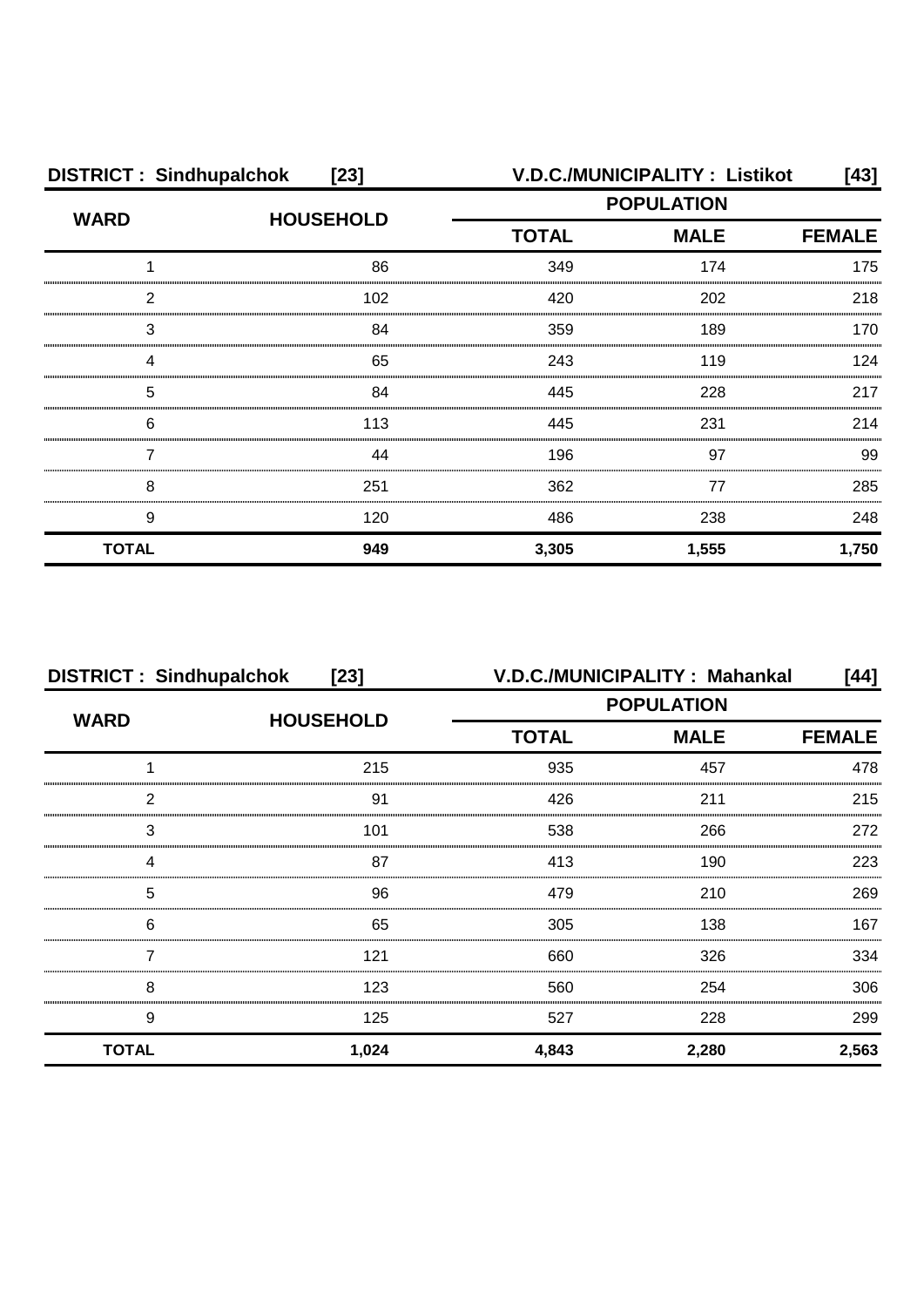| DISTRICT : Sindhupalchok [23] | | V.D.C./MUNICIPALITY : Listikot [43] | | |
|---|---|---|---|---|
| WARD | HOUSEHOLD | POPULATION | | |
| | | TOTAL | MALE | FEMALE |
| 1 | 86 | 349 | 174 | 175 |
| 2 | 102 | 420 | 202 | 218 |
| 3 | 84 | 359 | 189 | 170 |
| 4 | 65 | 243 | 119 | 124 |
| 5 | 84 | 445 | 228 | 217 |
| 6 | 113 | 445 | 231 | 214 |
| 7 | 44 | 196 | 97 | 99 |
| 8 | 251 | 362 | 77 | 285 |
| 9 | 120 | 486 | 238 | 248 |
| **TOTAL** | **949** | **3,305** | **1,555** | **1,750** |

| DISTRICT : Sindhupalchok [23] | | V.D.C./MUNICIPALITY : Mahankal [44] | | |
|---|---|---|---|---|
| WARD | HOUSEHOLD | POPULATION | | |
| | | TOTAL | MALE | FEMALE |
| 1 | 215 | 935 | 457 | 478 |
| 2 | 91 | 426 | 211 | 215 |
| 3 | 101 | 538 | 266 | 272 |
| 4 | 87 | 413 | 190 | 223 |
| 5 | 96 | 479 | 210 | 269 |
| 6 | 65 | 305 | 138 | 167 |
| 7 | 121 | 660 | 326 | 334 |
| 8 | 123 | 560 | 254 | 306 |
| 9 | 125 | 527 | 228 | 299 |
| **TOTAL** | **1,024** | **4,843** | **2,280** | **2,563** |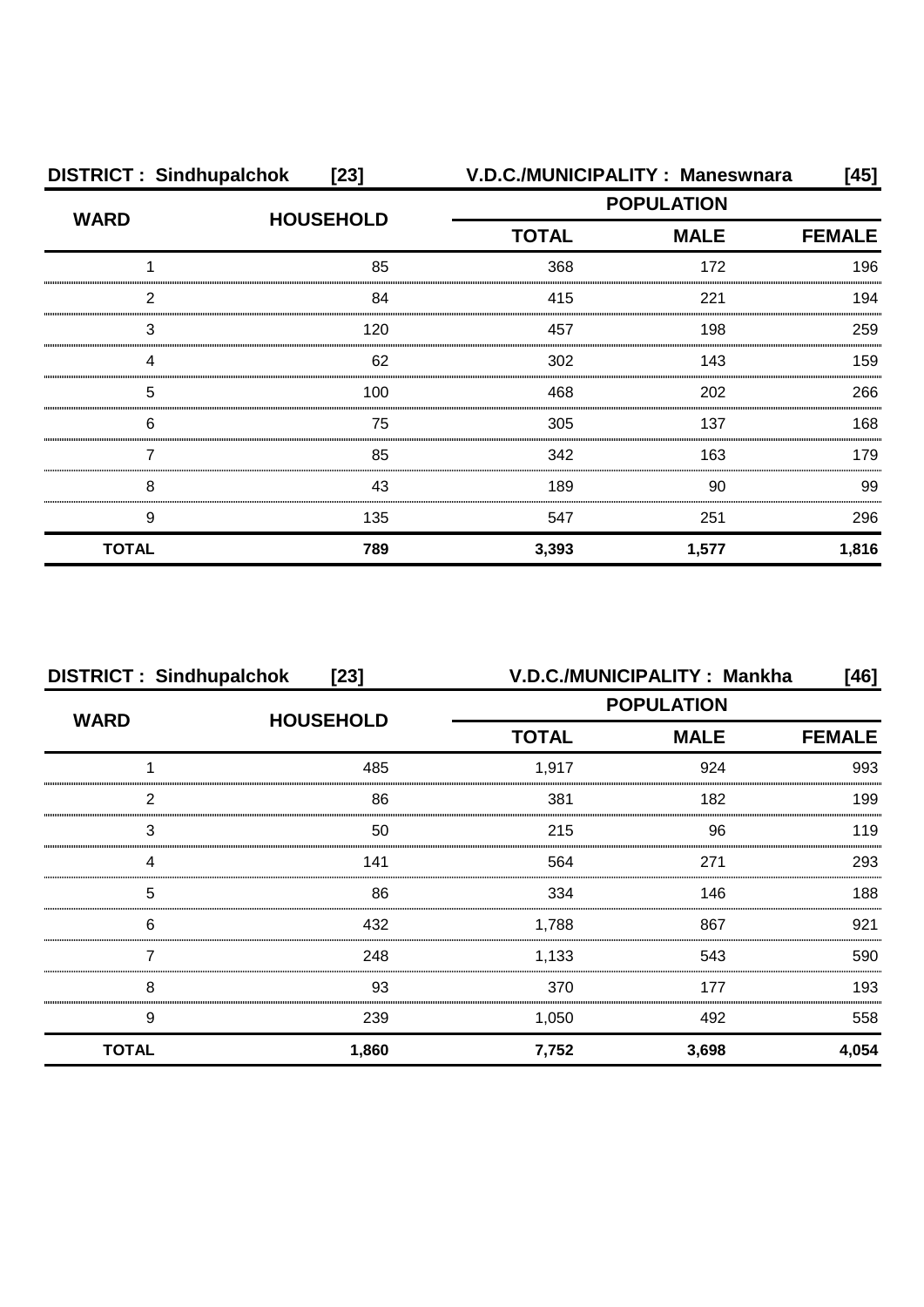| DISTRICT : Sindhupalchok | [23] | V.D.C./MUNICIPALITY : Maneswnara | | [45] |
|---|---|---|---|---|
| WARD | HOUSEHOLD | POPULATION | | |
| | | TOTAL | MALE | FEMALE |
| 1 | 85 | 368 | 172 | 196 |
| 2 | 84 | 415 | 221 | 194 |
| 3 | 120 | 457 | 198 | 259 |
| 4 | 62 | 302 | 143 | 159 |
| 5 | 100 | 468 | 202 | 266 |
| 6 | 75 | 305 | 137 | 168 |
| 7 | 85 | 342 | 163 | 179 |
| 8 | 43 | 189 | 90 | 99 |
| 9 | 135 | 547 | 251 | 296 |
| **TOTAL** | **789** | **3,393** | **1,577** | **1,816** |

| DISTRICT : Sindhupalchok | [23] | V.D.C./MUNICIPALITY : Mankha | | [46] |
|---|---|---|---|---|
| WARD | HOUSEHOLD | POPULATION | | |
| | | TOTAL | MALE | FEMALE |
| 1 | 485 | 1,917 | 924 | 993 |
| 2 | 86 | 381 | 182 | 199 |
| 3 | 50 | 215 | 96 | 119 |
| 4 | 141 | 564 | 271 | 293 |
| 5 | 86 | 334 | 146 | 188 |
| 6 | 432 | 1,788 | 867 | 921 |
| 7 | 248 | 1,133 | 543 | 590 |
| 8 | 93 | 370 | 177 | 193 |
| 9 | 239 | 1,050 | 492 | 558 |
| **TOTAL** | **1,860** | **7,752** | **3,698** | **4,054** |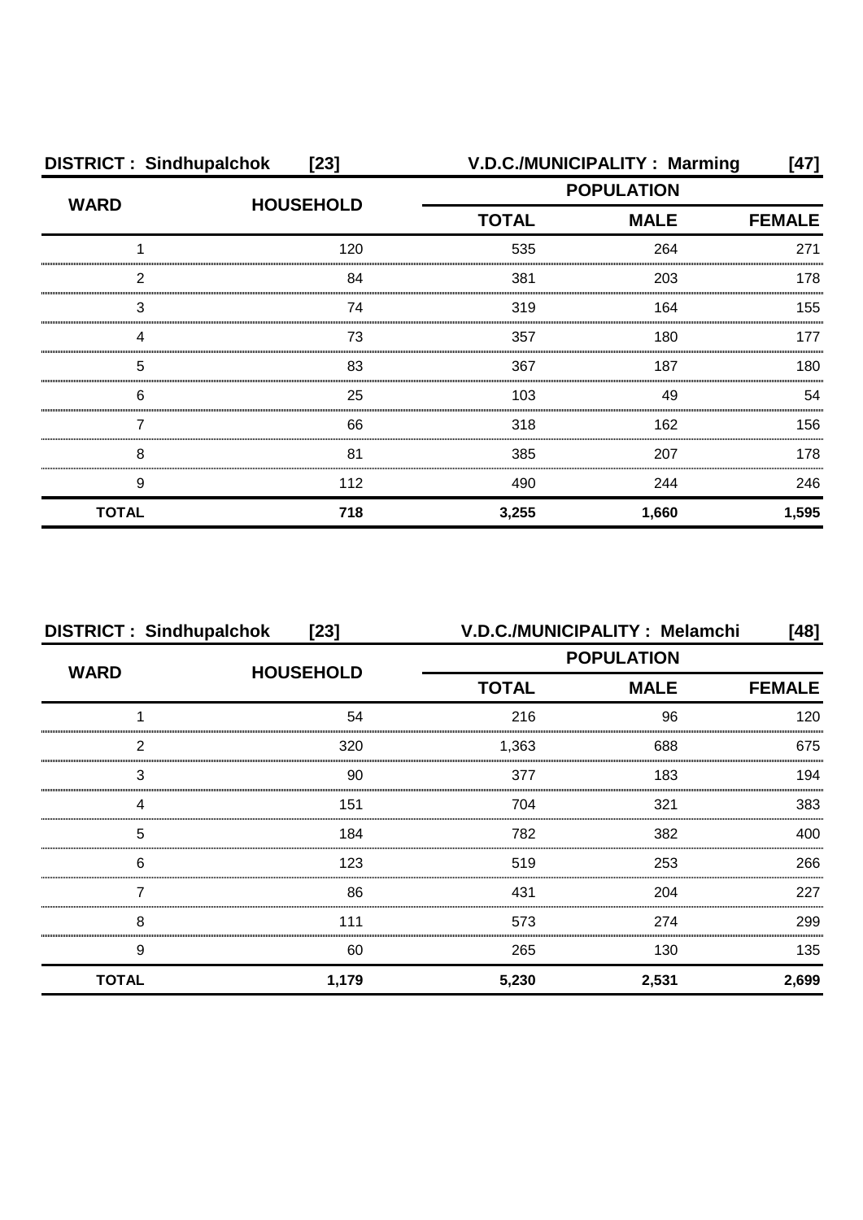| DISTRICT : Sindhupalchok | [23] | V.D.C./MUNICIPALITY : Marming | | [47] |
|---|---|---|---|---|
| WARD | HOUSEHOLD | POPULATION | | |
| | | TOTAL | MALE | FEMALE |
| 1 | 120 | 535 | 264 | 271 |
| 2 | 84 | 381 | 203 | 178 |
| 3 | 74 | 319 | 164 | 155 |
| 4 | 73 | 357 | 180 | 177 |
| 5 | 83 | 367 | 187 | 180 |
| 6 | 25 | 103 | 49 | 54 |
| 7 | 66 | 318 | 162 | 156 |
| 8 | 81 | 385 | 207 | 178 |
| 9 | 112 | 490 | 244 | 246 |
| **TOTAL** | **718** | **3,255** | **1,660** | **1,595** |

| DISTRICT : Sindhupalchok | [23] | V.D.C./MUNICIPALITY : Melamchi | | [48] |
|---|---|---|---|---|
| WARD | HOUSEHOLD | POPULATION | | |
| | | TOTAL | MALE | FEMALE |
| 1 | 54 | 216 | 96 | 120 |
| 2 | 320 | 1,363 | 688 | 675 |
| 3 | 90 | 377 | 183 | 194 |
| 4 | 151 | 704 | 321 | 383 |
| 5 | 184 | 782 | 382 | 400 |
| 6 | 123 | 519 | 253 | 266 |
| 7 | 86 | 431 | 204 | 227 |
| 8 | 111 | 573 | 274 | 299 |
| 9 | 60 | 265 | 130 | 135 |
| **TOTAL** | **1,179** | **5,230** | **2,531** | **2,699** |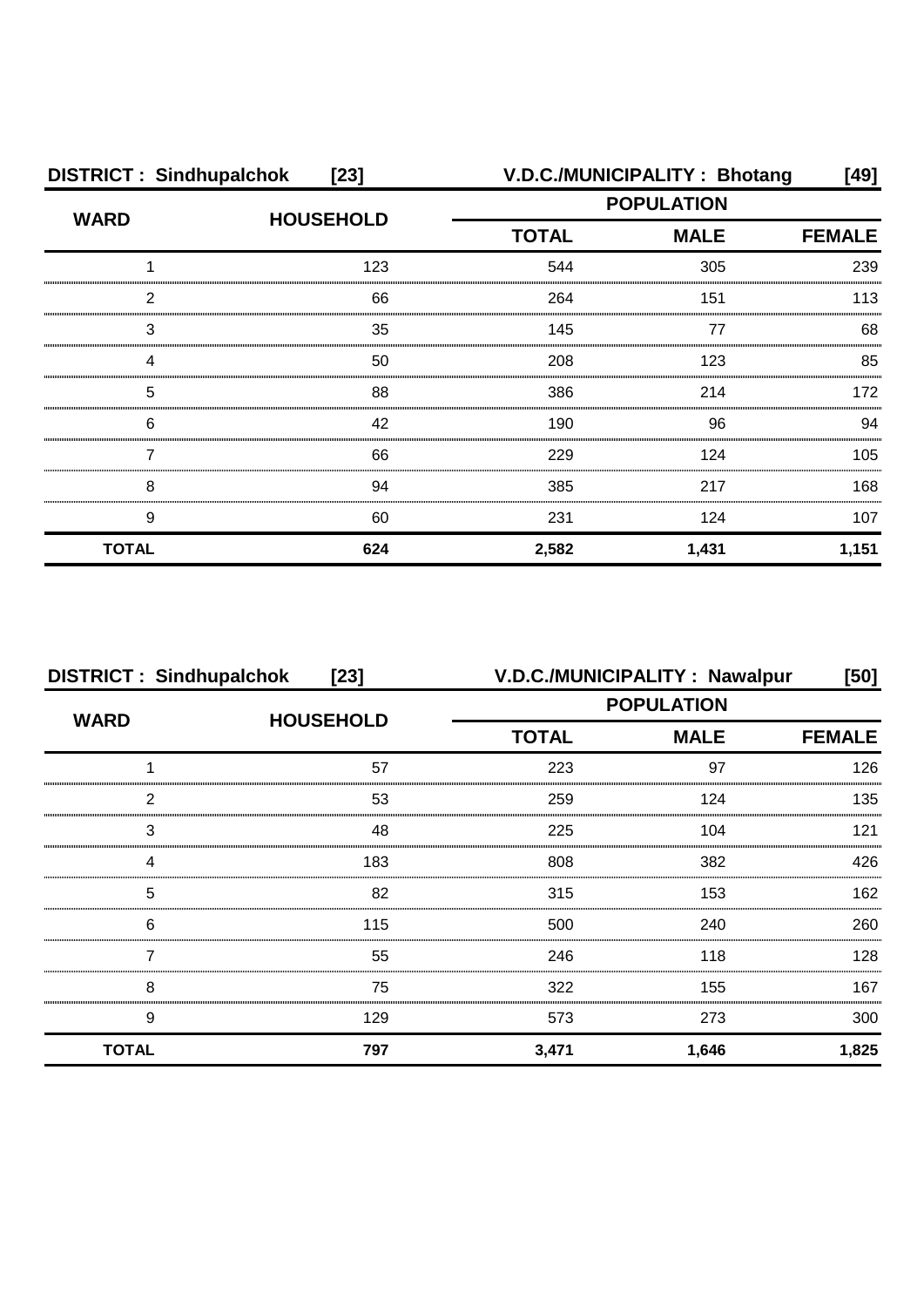| DISTRICT : Sindhupalchok [23] | | V.D.C./MUNICIPALITY : Bhotang [49] | | |
|---|---|---|---|---|
| WARD | HOUSEHOLD | POPULATION | | |
| | | TOTAL | MALE | FEMALE |
| 1 | 123 | 544 | 305 | 239 |
| 2 | 66 | 264 | 151 | 113 |
| 3 | 35 | 145 | 77 | 68 |
| 4 | 50 | 208 | 123 | 85 |
| 5 | 88 | 386 | 214 | 172 |
| 6 | 42 | 190 | 96 | 94 |
| 7 | 66 | 229 | 124 | 105 |
| 8 | 94 | 385 | 217 | 168 |
| 9 | 60 | 231 | 124 | 107 |
| **TOTAL** | **624** | **2,582** | **1,431** | **1,151** |

| DISTRICT : Sindhupalchok [23] | | V.D.C./MUNICIPALITY : Nawalpur [50] | | |
|---|---|---|---|---|
| WARD | HOUSEHOLD | POPULATION | | |
| | | TOTAL | MALE | FEMALE |
| 1 | 57 | 223 | 97 | 126 |
| 2 | 53 | 259 | 124 | 135 |
| 3 | 48 | 225 | 104 | 121 |
| 4 | 183 | 808 | 382 | 426 |
| 5 | 82 | 315 | 153 | 162 |
| 6 | 115 | 500 | 240 | 260 |
| 7 | 55 | 246 | 118 | 128 |
| 8 | 75 | 322 | 155 | 167 |
| 9 | 129 | 573 | 273 | 300 |
| **TOTAL** | **797** | **3,471** | **1,646** | **1,825** |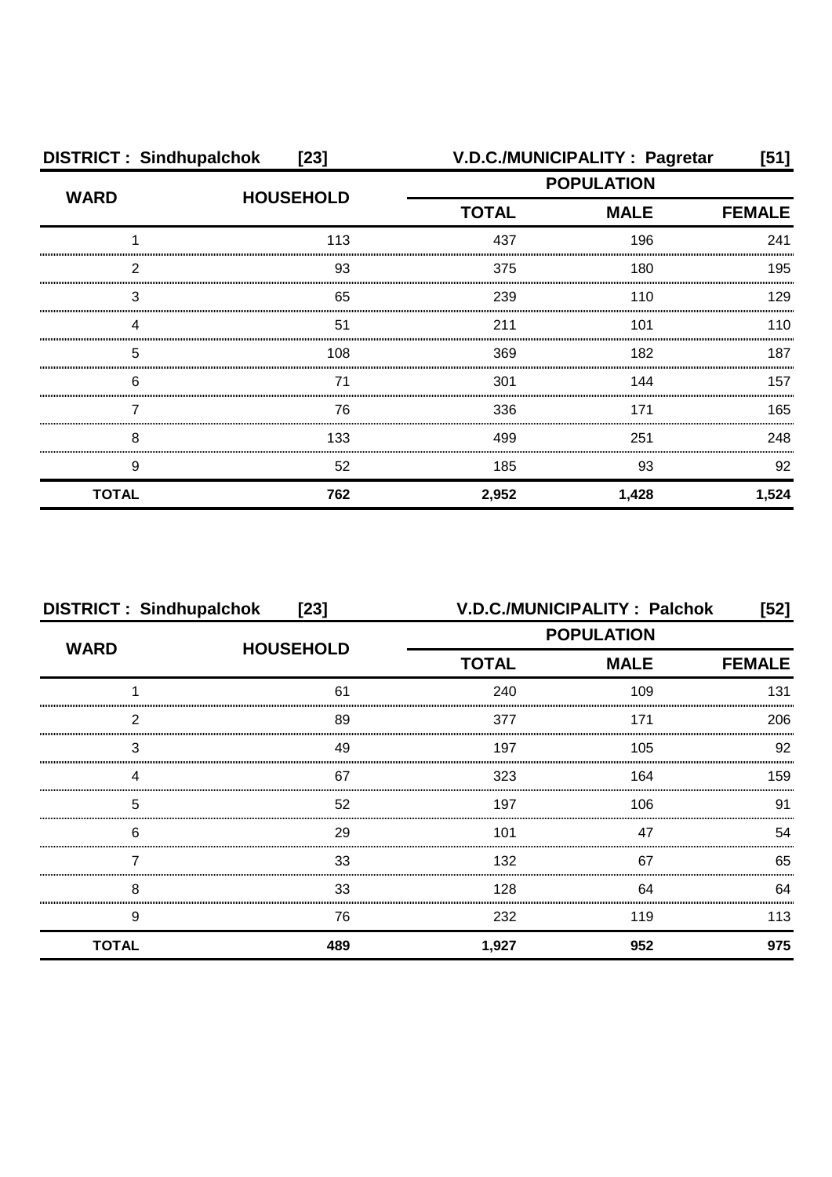**DISTRICT : Sindhupalchok [23]** **V.D.C./MUNICIPALITY : Pagretar [51]**

| WARD | HOUSEHOLD | POPULATION | | |
|---|---|---|---|---|
| | | TOTAL | MALE | FEMALE |
| 1 | 113 | 437 | 196 | 241 |
| 2 | 93 | 375 | 180 | 195 |
| 3 | 65 | 239 | 110 | 129 |
| 4 | 51 | 211 | 101 | 110 |
| 5 | 108 | 369 | 182 | 187 |
| 6 | 71 | 301 | 144 | 157 |
| 7 | 76 | 336 | 171 | 165 |
| 8 | 133 | 499 | 251 | 248 |
| 9 | 52 | 185 | 93 | 92 |
| **TOTAL** | **762** | **2,952** | **1,428** | **1,524** |

**DISTRICT : Sindhupalchok [23]** **V.D.C./MUNICIPALITY : Palchok [52]**

| WARD | HOUSEHOLD | POPULATION | | |
|---|---|---|---|---|
| | | TOTAL | MALE | FEMALE |
| 1 | 61 | 240 | 109 | 131 |
| 2 | 89 | 377 | 171 | 206 |
| 3 | 49 | 197 | 105 | 92 |
| 4 | 67 | 323 | 164 | 159 |
| 5 | 52 | 197 | 106 | 91 |
| 6 | 29 | 101 | 47 | 54 |
| 7 | 33 | 132 | 67 | 65 |
| 8 | 33 | 128 | 64 | 64 |
| 9 | 76 | 232 | 119 | 113 |
| **TOTAL** | **489** | **1,927** | **952** | **975** |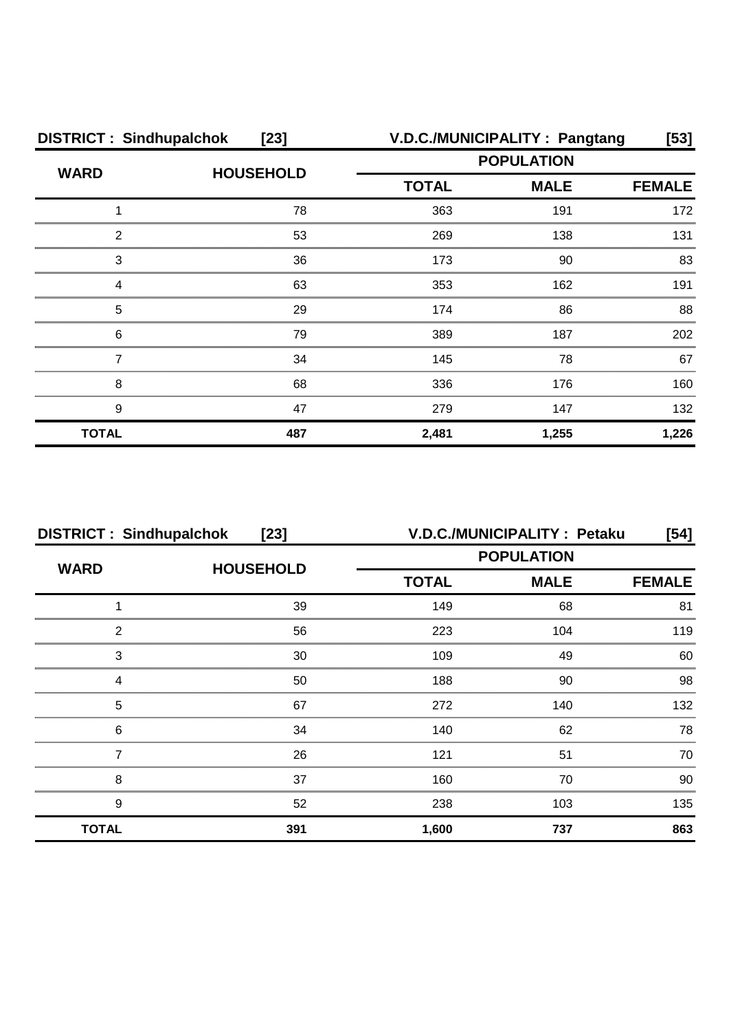**DISTRICT : Sindhupalchok [23]** **V.D.C./MUNICIPALITY : Pangtang [53]**

| WARD | HOUSEHOLD | POPULATION | | |
|---|---|---|---|---|
| | | TOTAL | MALE | FEMALE |
| 1 | 78 | 363 | 191 | 172 |
| 2 | 53 | 269 | 138 | 131 |
| 3 | 36 | 173 | 90 | 83 |
| 4 | 63 | 353 | 162 | 191 |
| 5 | 29 | 174 | 86 | 88 |
| 6 | 79 | 389 | 187 | 202 |
| 7 | 34 | 145 | 78 | 67 |
| 8 | 68 | 336 | 176 | 160 |
| 9 | 47 | 279 | 147 | 132 |
| **TOTAL** | **487** | **2,481** | **1,255** | **1,226** |

**DISTRICT : Sindhupalchok [23]** **V.D.C./MUNICIPALITY : Petaku [54]**

| WARD | HOUSEHOLD | POPULATION | | |
|---|---|---|---|---|
| | | TOTAL | MALE | FEMALE |
| 1 | 39 | 149 | 68 | 81 |
| 2 | 56 | 223 | 104 | 119 |
| 3 | 30 | 109 | 49 | 60 |
| 4 | 50 | 188 | 90 | 98 |
| 5 | 67 | 272 | 140 | 132 |
| 6 | 34 | 140 | 62 | 78 |
| 7 | 26 | 121 | 51 | 70 |
| 8 | 37 | 160 | 70 | 90 |
| 9 | 52 | 238 | 103 | 135 |
| **TOTAL** | **391** | **1,600** | **737** | **863** |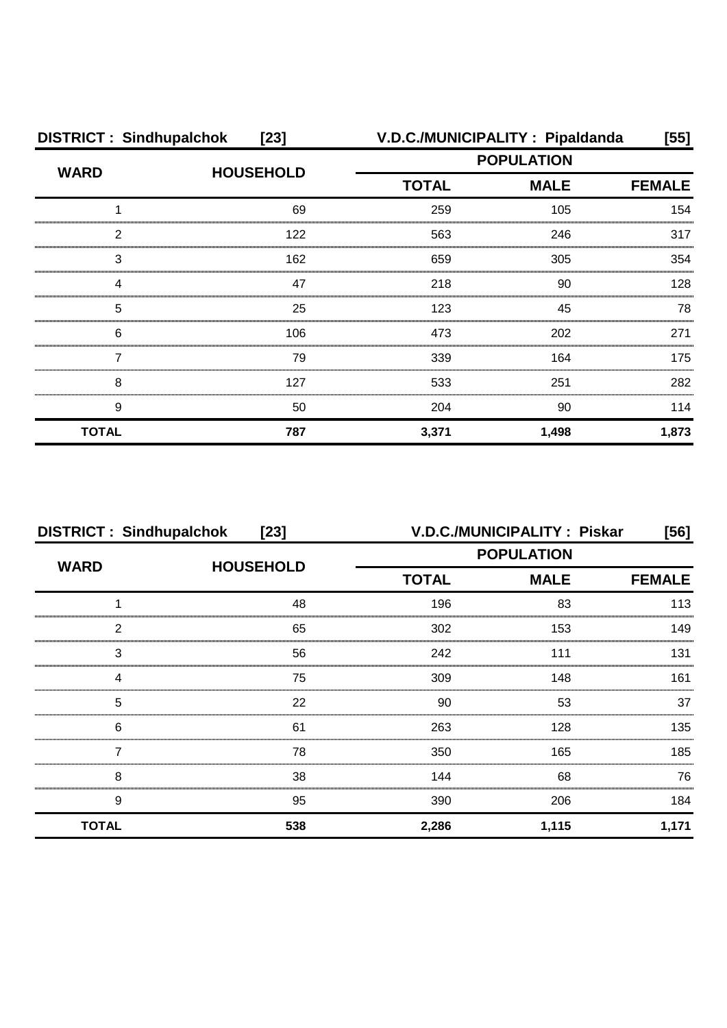| DISTRICT : Sindhupalchok | [23] | V.D.C./MUNICIPALITY : Pipaldanda | | [55] |
|---|---|---|---|---|
| WARD | HOUSEHOLD | POPULATION | | |
| | | TOTAL | MALE | FEMALE |
| 1 | 69 | 259 | 105 | 154 |
| 2 | 122 | 563 | 246 | 317 |
| 3 | 162 | 659 | 305 | 354 |
| 4 | 47 | 218 | 90 | 128 |
| 5 | 25 | 123 | 45 | 78 |
| 6 | 106 | 473 | 202 | 271 |
| 7 | 79 | 339 | 164 | 175 |
| 8 | 127 | 533 | 251 | 282 |
| 9 | 50 | 204 | 90 | 114 |
| **TOTAL** | **787** | **3,371** | **1,498** | **1,873** |

| DISTRICT : Sindhupalchok | [23] | V.D.C./MUNICIPALITY : Piskar | | [56] |
|---|---|---|---|---|
| WARD | HOUSEHOLD | POPULATION | | |
| | | TOTAL | MALE | FEMALE |
| 1 | 48 | 196 | 83 | 113 |
| 2 | 65 | 302 | 153 | 149 |
| 3 | 56 | 242 | 111 | 131 |
| 4 | 75 | 309 | 148 | 161 |
| 5 | 22 | 90 | 53 | 37 |
| 6 | 61 | 263 | 128 | 135 |
| 7 | 78 | 350 | 165 | 185 |
| 8 | 38 | 144 | 68 | 76 |
| 9 | 95 | 390 | 206 | 184 |
| **TOTAL** | **538** | **2,286** | **1,115** | **1,171** |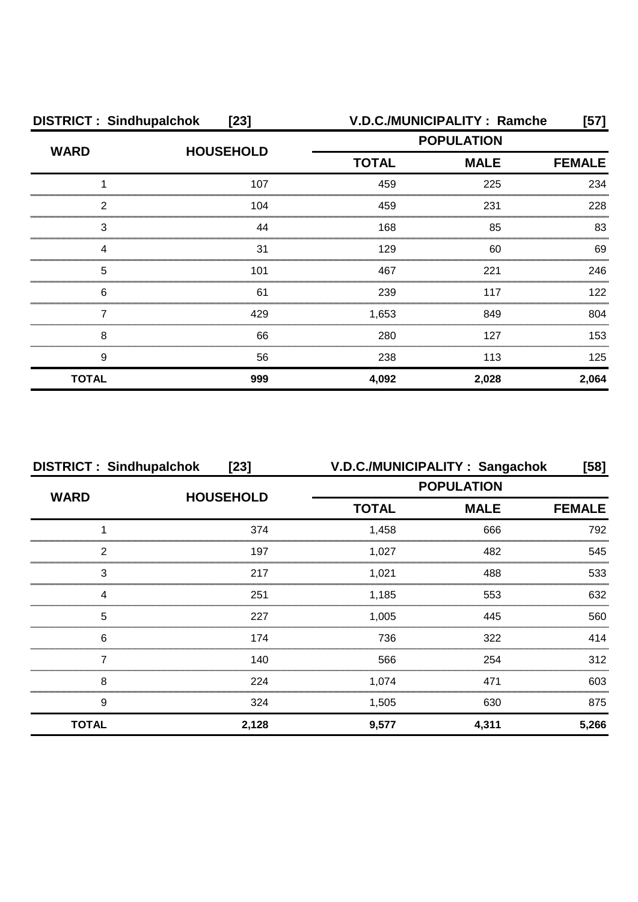| DISTRICT : Sindhupalchok [23] | | V.D.C./MUNICIPALITY : Ramche [57] | | |
|---|---|---|---|---|
| WARD | HOUSEHOLD | POPULATION | | |
| | | TOTAL | MALE | FEMALE |
| 1 | 107 | 459 | 225 | 234 |
| 2 | 104 | 459 | 231 | 228 |
| 3 | 44 | 168 | 85 | 83 |
| 4 | 31 | 129 | 60 | 69 |
| 5 | 101 | 467 | 221 | 246 |
| 6 | 61 | 239 | 117 | 122 |
| 7 | 429 | 1,653 | 849 | 804 |
| 8 | 66 | 280 | 127 | 153 |
| 9 | 56 | 238 | 113 | 125 |
| **TOTAL** | **999** | **4,092** | **2,028** | **2,064** |

| DISTRICT : Sindhupalchok [23] | | V.D.C./MUNICIPALITY : Sangachok [58] | | |
|---|---|---|---|---|
| WARD | HOUSEHOLD | POPULATION | | |
| | | TOTAL | MALE | FEMALE |
| 1 | 374 | 1,458 | 666 | 792 |
| 2 | 197 | 1,027 | 482 | 545 |
| 3 | 217 | 1,021 | 488 | 533 |
| 4 | 251 | 1,185 | 553 | 632 |
| 5 | 227 | 1,005 | 445 | 560 |
| 6 | 174 | 736 | 322 | 414 |
| 7 | 140 | 566 | 254 | 312 |
| 8 | 224 | 1,074 | 471 | 603 |
| 9 | 324 | 1,505 | 630 | 875 |
| **TOTAL** | **2,128** | **9,577** | **4,311** | **5,266** |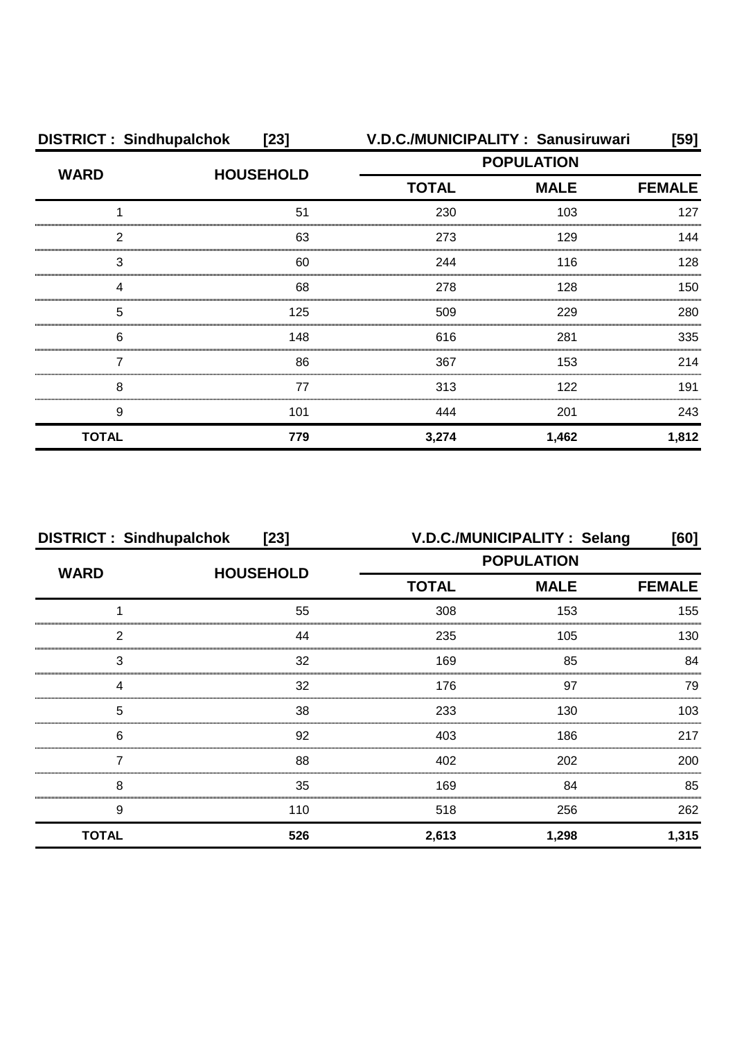| DISTRICT : Sindhupalchok [23] | | V.D.C./MUNICIPALITY : Sanusiruwari [59] | | |
|---|---|---|---|---|
| WARD | HOUSEHOLD | POPULATION | | |
| | | TOTAL | MALE | FEMALE |
| 1 | 51 | 230 | 103 | 127 |
| 2 | 63 | 273 | 129 | 144 |
| 3 | 60 | 244 | 116 | 128 |
| 4 | 68 | 278 | 128 | 150 |
| 5 | 125 | 509 | 229 | 280 |
| 6 | 148 | 616 | 281 | 335 |
| 7 | 86 | 367 | 153 | 214 |
| 8 | 77 | 313 | 122 | 191 |
| 9 | 101 | 444 | 201 | 243 |
| **TOTAL** | **779** | **3,274** | **1,462** | **1,812** |

| DISTRICT : Sindhupalchok [23] | | V.D.C./MUNICIPALITY : Selang [60] | | |
|---|---|---|---|---|
| WARD | HOUSEHOLD | POPULATION | | |
| | | TOTAL | MALE | FEMALE |
| 1 | 55 | 308 | 153 | 155 |
| 2 | 44 | 235 | 105 | 130 |
| 3 | 32 | 169 | 85 | 84 |
| 4 | 32 | 176 | 97 | 79 |
| 5 | 38 | 233 | 130 | 103 |
| 6 | 92 | 403 | 186 | 217 |
| 7 | 88 | 402 | 202 | 200 |
| 8 | 35 | 169 | 84 | 85 |
| 9 | 110 | 518 | 256 | 262 |
| **TOTAL** | **526** | **2,613** | **1,298** | **1,315** |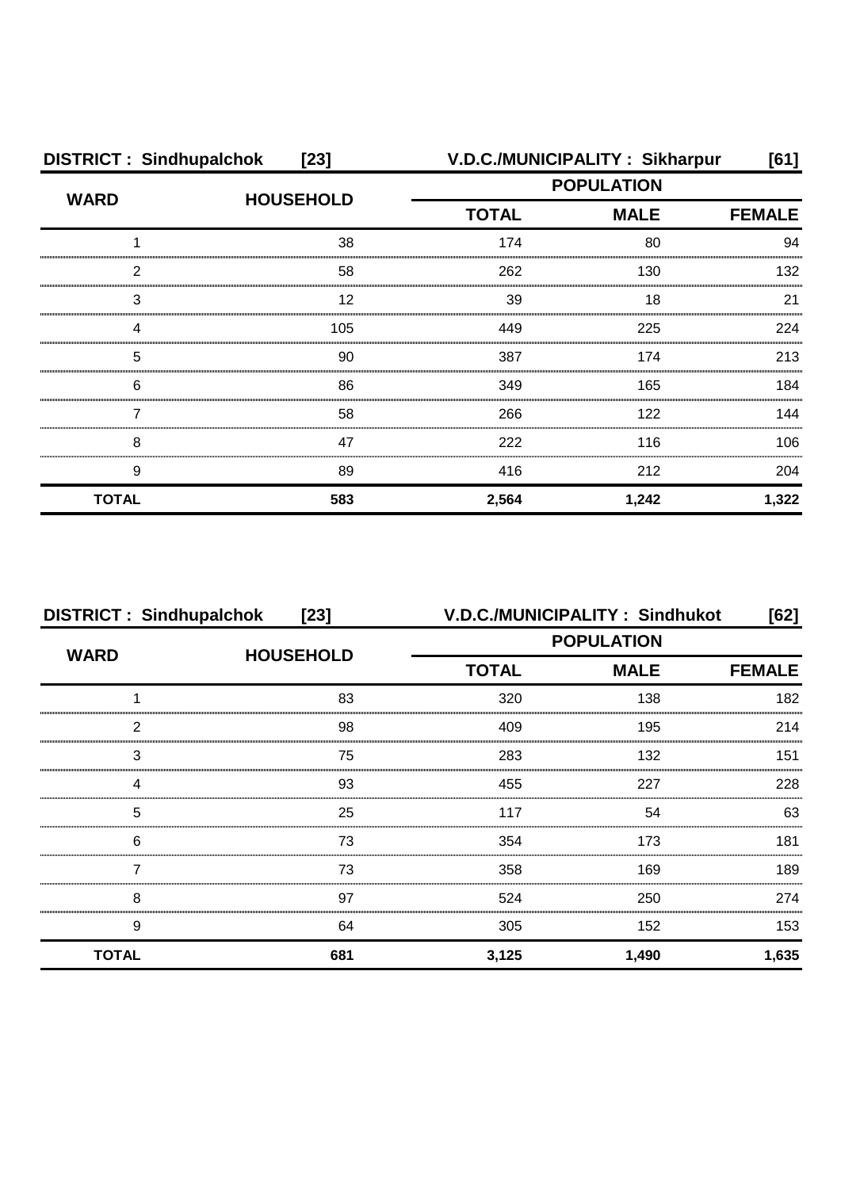| DISTRICT : Sindhupalchok [23] | | V.D.C./MUNICIPALITY : Sikharpur [61] | | |
|---|---|---|---|---|
| WARD | HOUSEHOLD | POPULATION | | |
| | | TOTAL | MALE | FEMALE |
| 1 | 38 | 174 | 80 | 94 |
| 2 | 58 | 262 | 130 | 132 |
| 3 | 12 | 39 | 18 | 21 |
| 4 | 105 | 449 | 225 | 224 |
| 5 | 90 | 387 | 174 | 213 |
| 6 | 86 | 349 | 165 | 184 |
| 7 | 58 | 266 | 122 | 144 |
| 8 | 47 | 222 | 116 | 106 |
| 9 | 89 | 416 | 212 | 204 |
| **TOTAL** | **583** | **2,564** | **1,242** | **1,322** |

| DISTRICT : Sindhupalchok [23] | | V.D.C./MUNICIPALITY : Sindhukot [62] | | |
|---|---|---|---|---|
| WARD | HOUSEHOLD | POPULATION | | |
| | | TOTAL | MALE | FEMALE |
| 1 | 83 | 320 | 138 | 182 |
| 2 | 98 | 409 | 195 | 214 |
| 3 | 75 | 283 | 132 | 151 |
| 4 | 93 | 455 | 227 | 228 |
| 5 | 25 | 117 | 54 | 63 |
| 6 | 73 | 354 | 173 | 181 |
| 7 | 73 | 358 | 169 | 189 |
| 8 | 97 | 524 | 250 | 274 |
| 9 | 64 | 305 | 152 | 153 |
| **TOTAL** | **681** | **3,125** | **1,490** | **1,635** |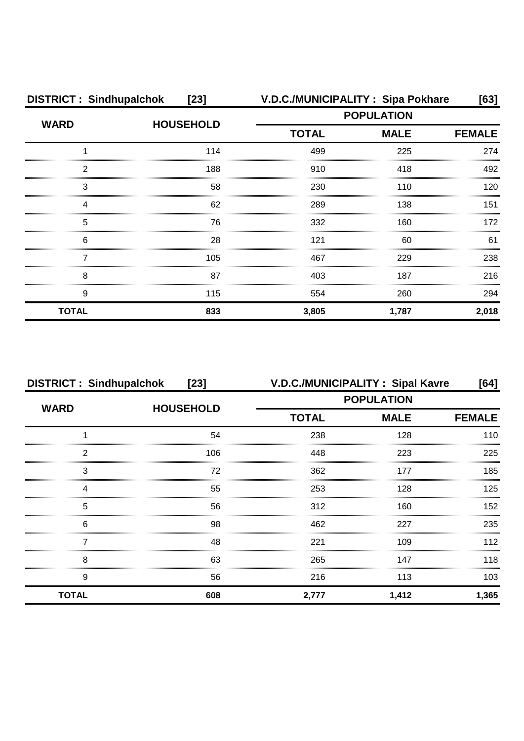**DISTRICT : Sindhupalchok [23]** **V.D.C./MUNICIPALITY : Sipa Pokhare [63]**

| WARD | HOUSEHOLD | POPULATION | | |
|---|---|---|---|---|
| | | TOTAL | MALE | FEMALE |
| 1 | 114 | 499 | 225 | 274 |
| 2 | 188 | 910 | 418 | 492 |
| 3 | 58 | 230 | 110 | 120 |
| 4 | 62 | 289 | 138 | 151 |
| 5 | 76 | 332 | 160 | 172 |
| 6 | 28 | 121 | 60 | 61 |
| 7 | 105 | 467 | 229 | 238 |
| 8 | 87 | 403 | 187 | 216 |
| 9 | 115 | 554 | 260 | 294 |
| **TOTAL** | **833** | **3,805** | **1,787** | **2,018** |

**DISTRICT : Sindhupalchok [23]** **V.D.C./MUNICIPALITY : Sipal Kavre [64]**

| WARD | HOUSEHOLD | POPULATION | | |
|---|---|---|---|---|
| | | TOTAL | MALE | FEMALE |
| 1 | 54 | 238 | 128 | 110 |
| 2 | 106 | 448 | 223 | 225 |
| 3 | 72 | 362 | 177 | 185 |
| 4 | 55 | 253 | 128 | 125 |
| 5 | 56 | 312 | 160 | 152 |
| 6 | 98 | 462 | 227 | 235 |
| 7 | 48 | 221 | 109 | 112 |
| 8 | 63 | 265 | 147 | 118 |
| 9 | 56 | 216 | 113 | 103 |
| **TOTAL** | **608** | **2,777** | **1,412** | **1,365** |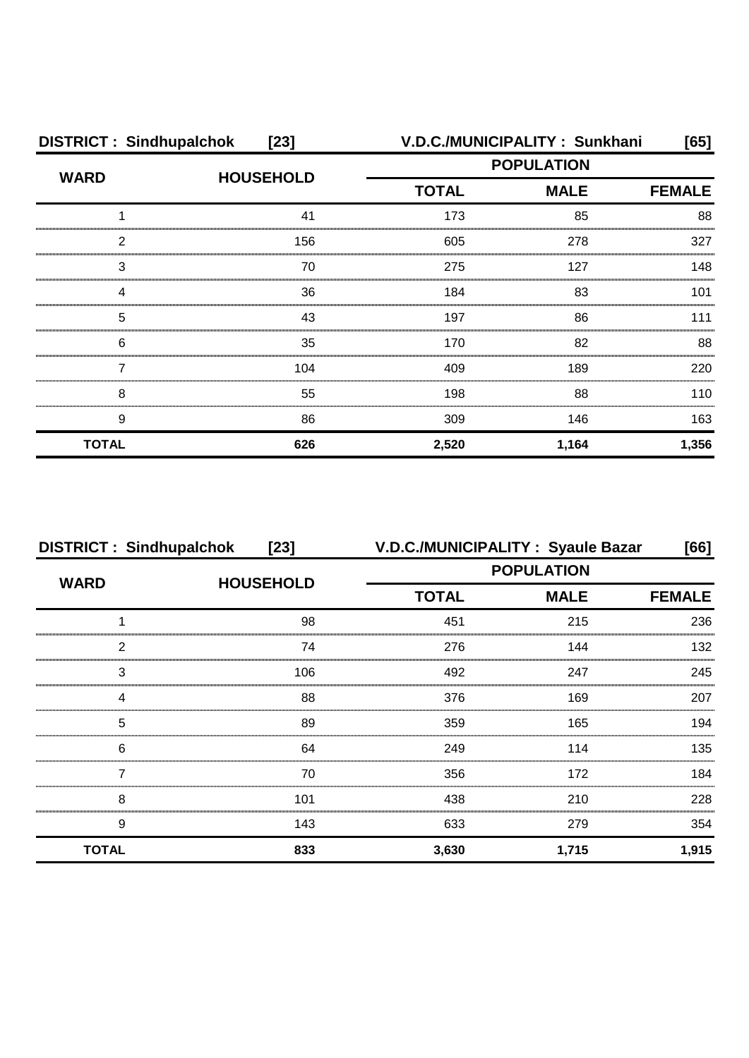| DISTRICT : Sindhupalchok [23] | | V.D.C./MUNICIPALITY : Sunkhani [65] | | |
|---|---|---|---|---|
| WARD | HOUSEHOLD | POPULATION | | |
| | | TOTAL | MALE | FEMALE |
| 1 | 41 | 173 | 85 | 88 |
| 2 | 156 | 605 | 278 | 327 |
| 3 | 70 | 275 | 127 | 148 |
| 4 | 36 | 184 | 83 | 101 |
| 5 | 43 | 197 | 86 | 111 |
| 6 | 35 | 170 | 82 | 88 |
| 7 | 104 | 409 | 189 | 220 |
| 8 | 55 | 198 | 88 | 110 |
| 9 | 86 | 309 | 146 | 163 |
| **TOTAL** | **626** | **2,520** | **1,164** | **1,356** |

| DISTRICT : Sindhupalchok [23] | | V.D.C./MUNICIPALITY : Syaule Bazar [66] | | |
|---|---|---|---|---|
| WARD | HOUSEHOLD | POPULATION | | |
| | | TOTAL | MALE | FEMALE |
| 1 | 98 | 451 | 215 | 236 |
| 2 | 74 | 276 | 144 | 132 |
| 3 | 106 | 492 | 247 | 245 |
| 4 | 88 | 376 | 169 | 207 |
| 5 | 89 | 359 | 165 | 194 |
| 6 | 64 | 249 | 114 | 135 |
| 7 | 70 | 356 | 172 | 184 |
| 8 | 101 | 438 | 210 | 228 |
| 9 | 143 | 633 | 279 | 354 |
| **TOTAL** | **833** | **3,630** | **1,715** | **1,915** |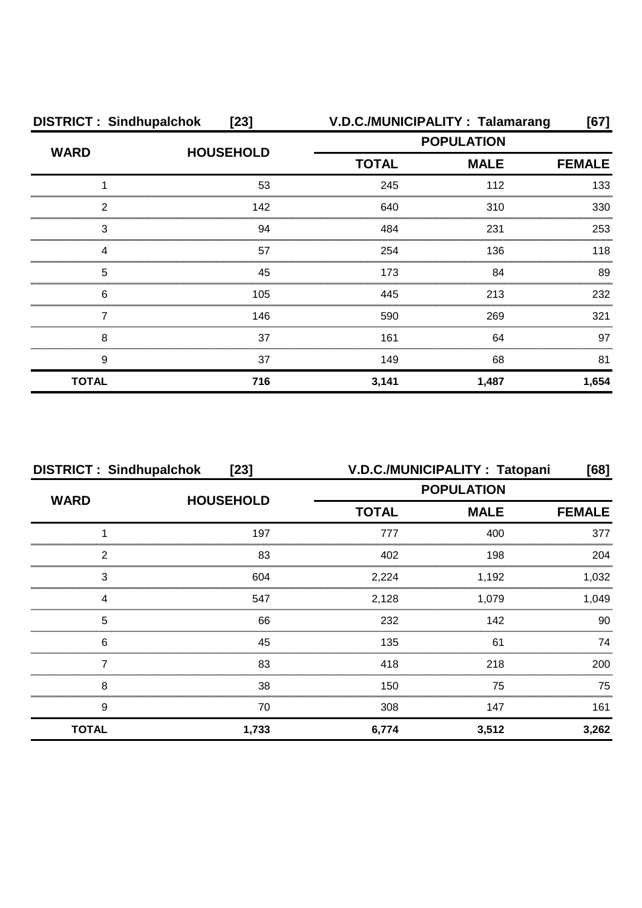**DISTRICT : Sindhupalchok [23]** **V.D.C./MUNICIPALITY : Talamarang [67]**

| WARD | HOUSEHOLD | POPULATION | | |
|---|---|---|---|---|
| | | TOTAL | MALE | FEMALE |
| 1 | 53 | 245 | 112 | 133 |
| 2 | 142 | 640 | 310 | 330 |
| 3 | 94 | 484 | 231 | 253 |
| 4 | 57 | 254 | 136 | 118 |
| 5 | 45 | 173 | 84 | 89 |
| 6 | 105 | 445 | 213 | 232 |
| 7 | 146 | 590 | 269 | 321 |
| 8 | 37 | 161 | 64 | 97 |
| 9 | 37 | 149 | 68 | 81 |
| **TOTAL** | **716** | **3,141** | **1,487** | **1,654** |

**DISTRICT : Sindhupalchok [23]** **V.D.C./MUNICIPALITY : Tatopani [68]**

| WARD | HOUSEHOLD | POPULATION | | |
|---|---|---|---|---|
| | | TOTAL | MALE | FEMALE |
| 1 | 197 | 777 | 400 | 377 |
| 2 | 83 | 402 | 198 | 204 |
| 3 | 604 | 2,224 | 1,192 | 1,032 |
| 4 | 547 | 2,128 | 1,079 | 1,049 |
| 5 | 66 | 232 | 142 | 90 |
| 6 | 45 | 135 | 61 | 74 |
| 7 | 83 | 418 | 218 | 200 |
| 8 | 38 | 150 | 75 | 75 |
| 9 | 70 | 308 | 147 | 161 |
| **TOTAL** | **1,733** | **6,774** | **3,512** | **3,262** |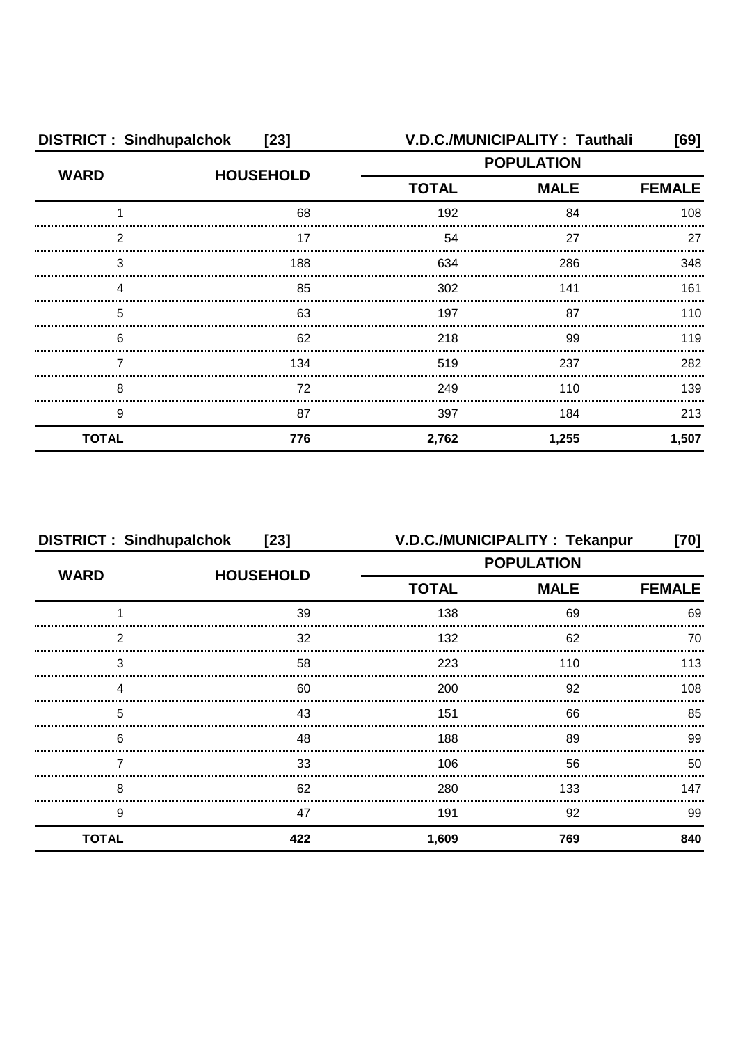**DISTRICT : Sindhupalchok [23]** **V.D.C./MUNICIPALITY : Tauthali [69]**

| WARD | HOUSEHOLD | POPULATION | | |
|---|---|---|---|---|
| | | TOTAL | MALE | FEMALE |
| 1 | 68 | 192 | 84 | 108 |
| 2 | 17 | 54 | 27 | 27 |
| 3 | 188 | 634 | 286 | 348 |
| 4 | 85 | 302 | 141 | 161 |
| 5 | 63 | 197 | 87 | 110 |
| 6 | 62 | 218 | 99 | 119 |
| 7 | 134 | 519 | 237 | 282 |
| 8 | 72 | 249 | 110 | 139 |
| 9 | 87 | 397 | 184 | 213 |
| **TOTAL** | **776** | **2,762** | **1,255** | **1,507** |

**DISTRICT : Sindhupalchok [23]** **V.D.C./MUNICIPALITY : Tekanpur [70]**

| WARD | HOUSEHOLD | POPULATION | | |
|---|---|---|---|---|
| | | TOTAL | MALE | FEMALE |
| 1 | 39 | 138 | 69 | 69 |
| 2 | 32 | 132 | 62 | 70 |
| 3 | 58 | 223 | 110 | 113 |
| 4 | 60 | 200 | 92 | 108 |
| 5 | 43 | 151 | 66 | 85 |
| 6 | 48 | 188 | 89 | 99 |
| 7 | 33 | 106 | 56 | 50 |
| 8 | 62 | 280 | 133 | 147 |
| 9 | 47 | 191 | 92 | 99 |
| **TOTAL** | **422** | **1,609** | **769** | **840** |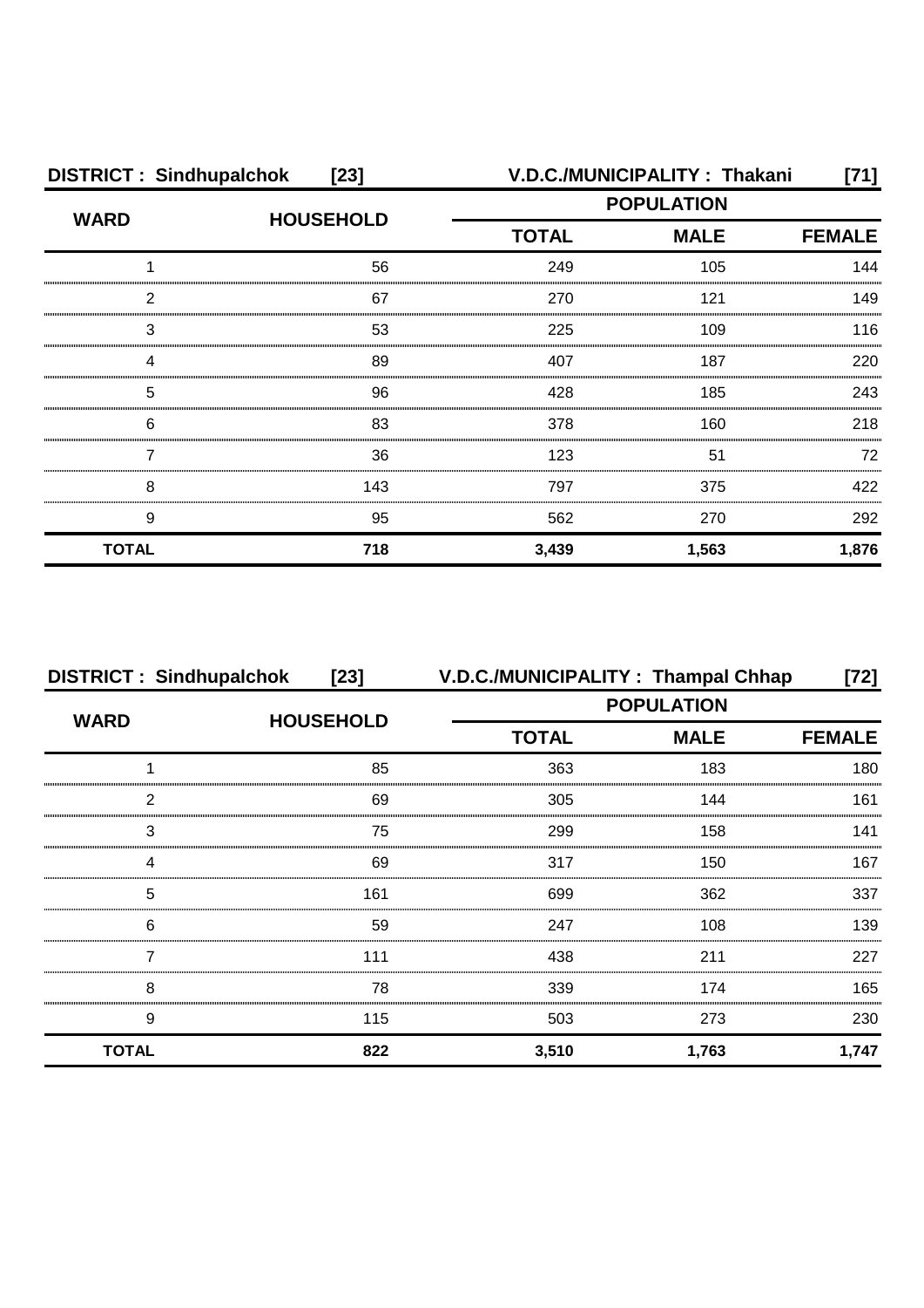| DISTRICT : Sindhupalchok | [23] | V.D.C./MUNICIPALITY : Thakani | | [71] |
|---|---|---|---|---|
| WARD | HOUSEHOLD | POPULATION | | |
| | | TOTAL | MALE | FEMALE |
| 1 | 56 | 249 | 105 | 144 |
| 2 | 67 | 270 | 121 | 149 |
| 3 | 53 | 225 | 109 | 116 |
| 4 | 89 | 407 | 187 | 220 |
| 5 | 96 | 428 | 185 | 243 |
| 6 | 83 | 378 | 160 | 218 |
| 7 | 36 | 123 | 51 | 72 |
| 8 | 143 | 797 | 375 | 422 |
| 9 | 95 | 562 | 270 | 292 |
| **TOTAL** | **718** | **3,439** | **1,563** | **1,876** |

| DISTRICT : Sindhupalchok | [23] | V.D.C./MUNICIPALITY : Thampal Chhap | | [72] |
|---|---|---|---|---|
| WARD | HOUSEHOLD | POPULATION | | |
| | | TOTAL | MALE | FEMALE |
| 1 | 85 | 363 | 183 | 180 |
| 2 | 69 | 305 | 144 | 161 |
| 3 | 75 | 299 | 158 | 141 |
| 4 | 69 | 317 | 150 | 167 |
| 5 | 161 | 699 | 362 | 337 |
| 6 | 59 | 247 | 108 | 139 |
| 7 | 111 | 438 | 211 | 227 |
| 8 | 78 | 339 | 174 | 165 |
| 9 | 115 | 503 | 273 | 230 |
| **TOTAL** | **822** | **3,510** | **1,763** | **1,747** |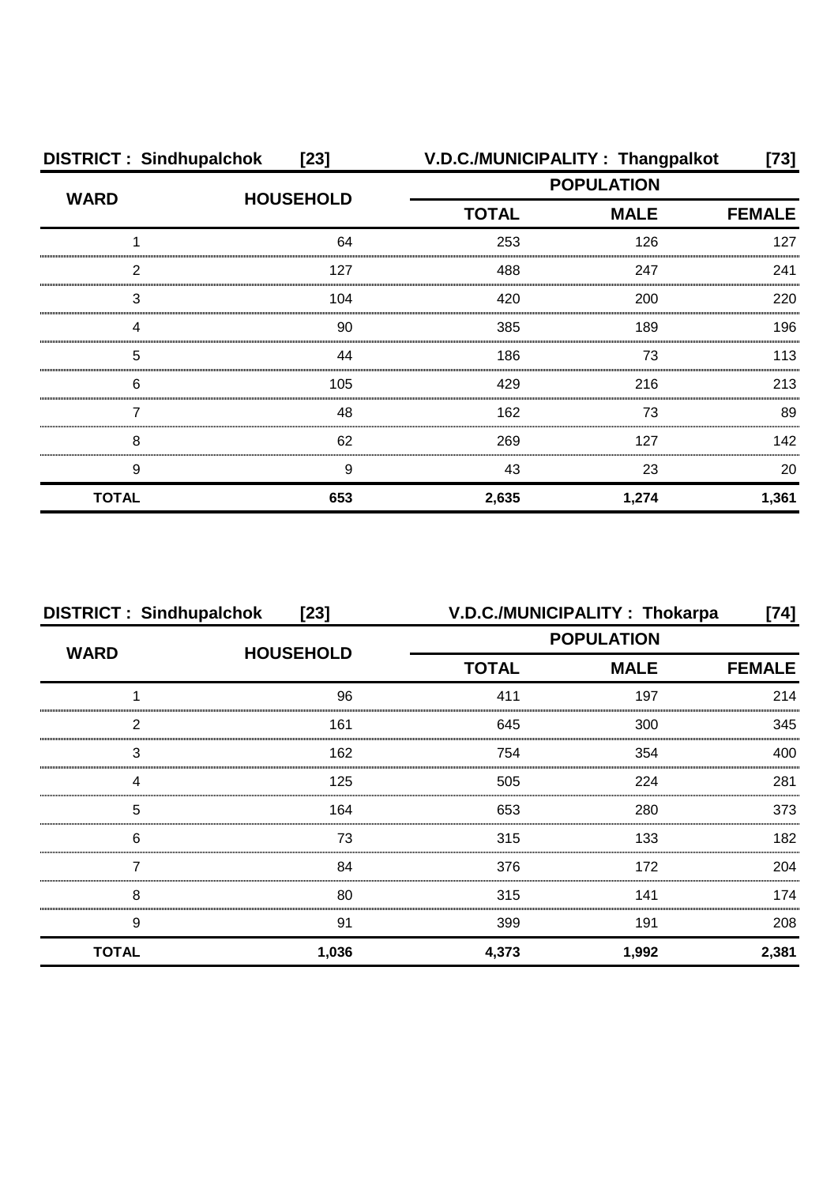**DISTRICT : Sindhupalchok [23]** **V.D.C./MUNICIPALITY : Thangpalkot [73]**

| WARD | HOUSEHOLD | POPULATION | | |
|---|---|---|---|---|
| | | TOTAL | MALE | FEMALE |
| 1 | 64 | 253 | 126 | 127 |
| 2 | 127 | 488 | 247 | 241 |
| 3 | 104 | 420 | 200 | 220 |
| 4 | 90 | 385 | 189 | 196 |
| 5 | 44 | 186 | 73 | 113 |
| 6 | 105 | 429 | 216 | 213 |
| 7 | 48 | 162 | 73 | 89 |
| 8 | 62 | 269 | 127 | 142 |
| 9 | 9 | 43 | 23 | 20 |
| **TOTAL** | **653** | **2,635** | **1,274** | **1,361** |

**DISTRICT : Sindhupalchok [23]** **V.D.C./MUNICIPALITY : Thokarpa [74]**

| WARD | HOUSEHOLD | POPULATION | | |
|---|---|---|---|---|
| | | TOTAL | MALE | FEMALE |
| 1 | 96 | 411 | 197 | 214 |
| 2 | 161 | 645 | 300 | 345 |
| 3 | 162 | 754 | 354 | 400 |
| 4 | 125 | 505 | 224 | 281 |
| 5 | 164 | 653 | 280 | 373 |
| 6 | 73 | 315 | 133 | 182 |
| 7 | 84 | 376 | 172 | 204 |
| 8 | 80 | 315 | 141 | 174 |
| 9 | 91 | 399 | 191 | 208 |
| **TOTAL** | **1,036** | **4,373** | **1,992** | **2,381** |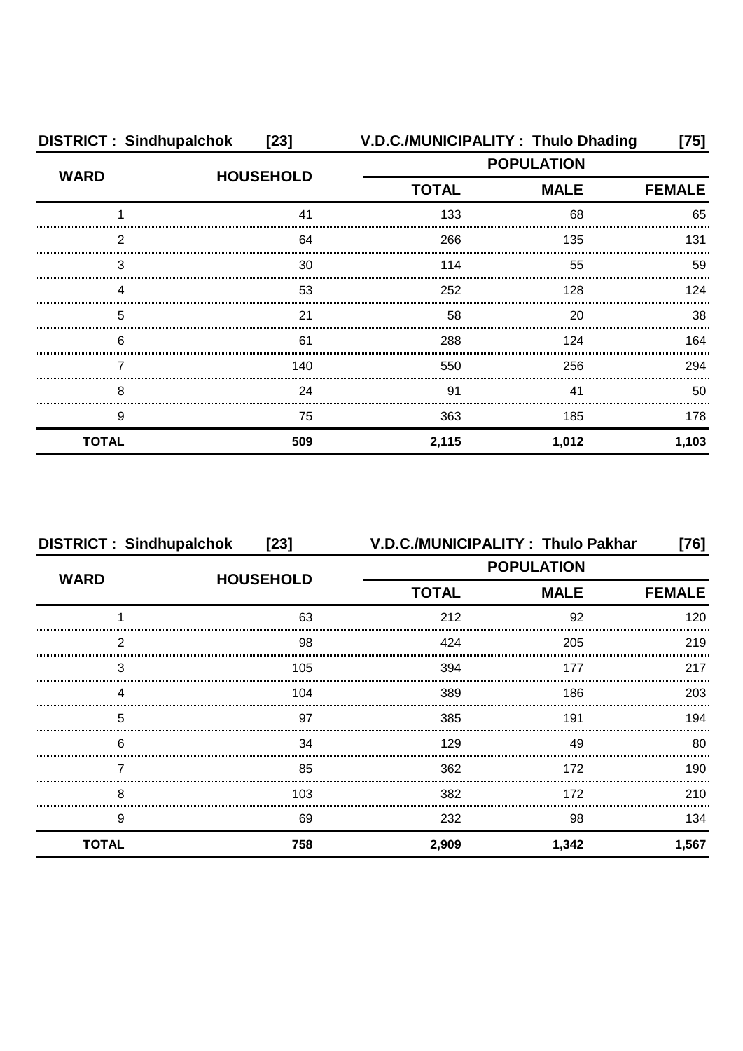**DISTRICT : Sindhupalchok [23]** **V.D.C./MUNICIPALITY : Thulo Dhading [75]**

| WARD | HOUSEHOLD | POPULATION | | |
|---|---|---|---|---|
| | | TOTAL | MALE | FEMALE |
| 1 | 41 | 133 | 68 | 65 |
| 2 | 64 | 266 | 135 | 131 |
| 3 | 30 | 114 | 55 | 59 |
| 4 | 53 | 252 | 128 | 124 |
| 5 | 21 | 58 | 20 | 38 |
| 6 | 61 | 288 | 124 | 164 |
| 7 | 140 | 550 | 256 | 294 |
| 8 | 24 | 91 | 41 | 50 |
| 9 | 75 | 363 | 185 | 178 |
| **TOTAL** | **509** | **2,115** | **1,012** | **1,103** |

**DISTRICT : Sindhupalchok [23]** **V.D.C./MUNICIPALITY : Thulo Pakhar [76]**

| WARD | HOUSEHOLD | POPULATION | | |
|---|---|---|---|---|
| | | TOTAL | MALE | FEMALE |
| 1 | 63 | 212 | 92 | 120 |
| 2 | 98 | 424 | 205 | 219 |
| 3 | 105 | 394 | 177 | 217 |
| 4 | 104 | 389 | 186 | 203 |
| 5 | 97 | 385 | 191 | 194 |
| 6 | 34 | 129 | 49 | 80 |
| 7 | 85 | 362 | 172 | 190 |
| 8 | 103 | 382 | 172 | 210 |
| 9 | 69 | 232 | 98 | 134 |
| **TOTAL** | **758** | **2,909** | **1,342** | **1,567** |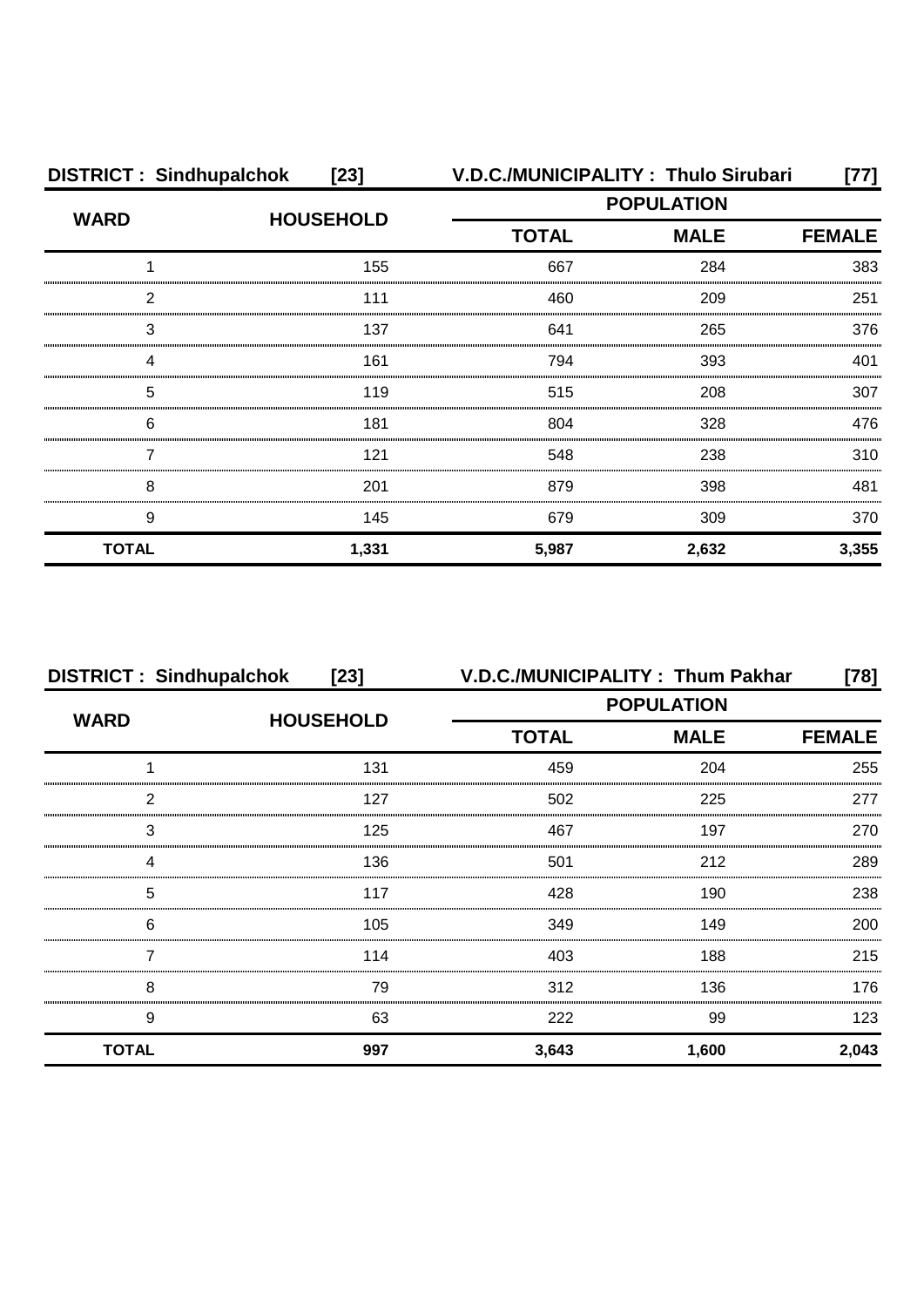| DISTRICT : Sindhupalchok [23] | | V.D.C./MUNICIPALITY : Thulo Sirubari [77] | | |
|---|---|---|---|---|
| WARD | HOUSEHOLD | POPULATION | | |
| | | TOTAL | MALE | FEMALE |
| 1 | 155 | 667 | 284 | 383 |
| 2 | 111 | 460 | 209 | 251 |
| 3 | 137 | 641 | 265 | 376 |
| 4 | 161 | 794 | 393 | 401 |
| 5 | 119 | 515 | 208 | 307 |
| 6 | 181 | 804 | 328 | 476 |
| 7 | 121 | 548 | 238 | 310 |
| 8 | 201 | 879 | 398 | 481 |
| 9 | 145 | 679 | 309 | 370 |
| **TOTAL** | **1,331** | **5,987** | **2,632** | **3,355** |

| DISTRICT : Sindhupalchok [23] | | V.D.C./MUNICIPALITY : Thum Pakhar [78] | | |
|---|---|---|---|---|
| WARD | HOUSEHOLD | POPULATION | | |
| | | TOTAL | MALE | FEMALE |
| 1 | 131 | 459 | 204 | 255 |
| 2 | 127 | 502 | 225 | 277 |
| 3 | 125 | 467 | 197 | 270 |
| 4 | 136 | 501 | 212 | 289 |
| 5 | 117 | 428 | 190 | 238 |
| 6 | 105 | 349 | 149 | 200 |
| 7 | 114 | 403 | 188 | 215 |
| 8 | 79 | 312 | 136 | 176 |
| 9 | 63 | 222 | 99 | 123 |
| **TOTAL** | **997** | **3,643** | **1,600** | **2,043** |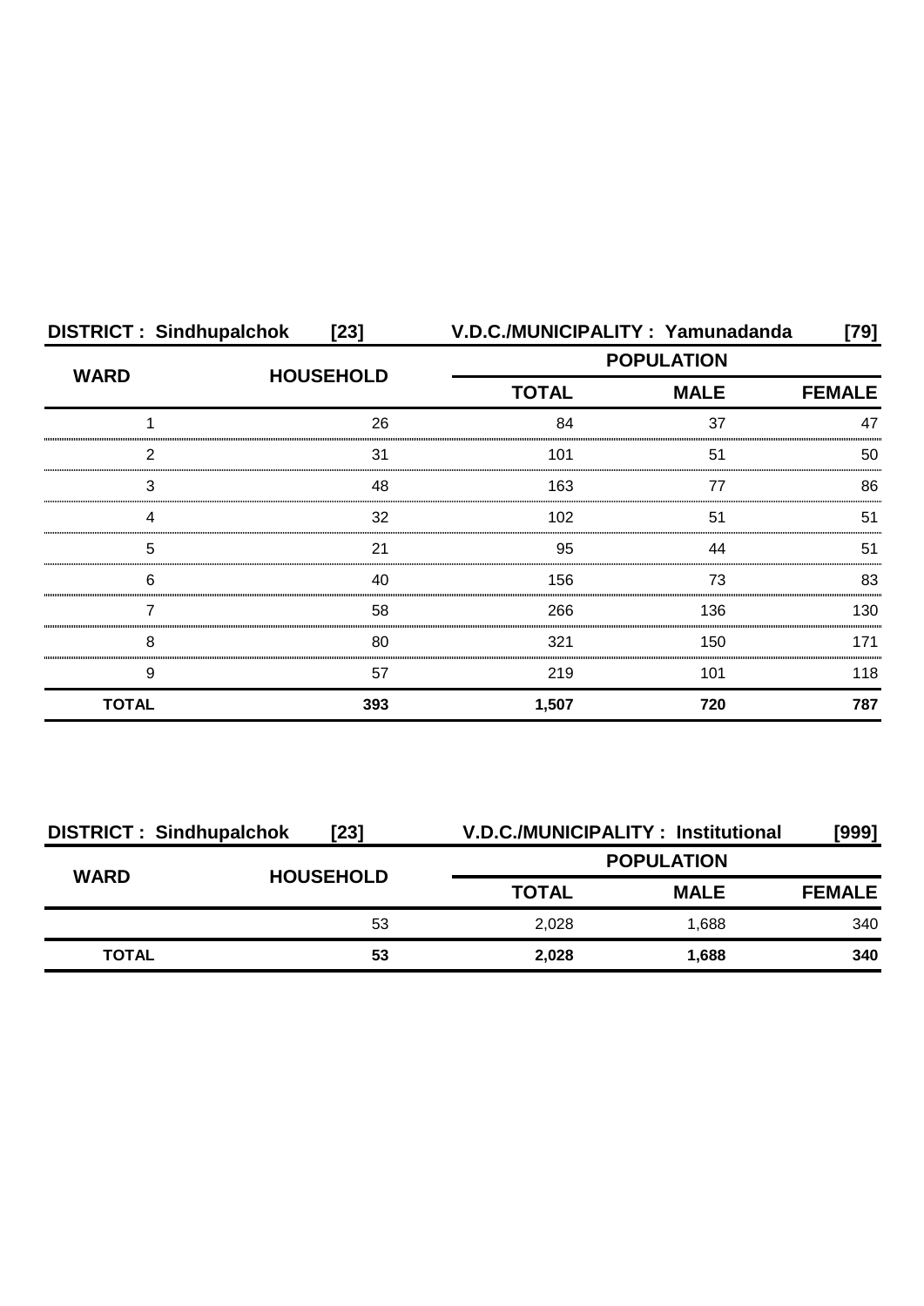**DISTRICT : Sindhupalchok [23]** **V.D.C./MUNICIPALITY : Yamunadanda [79]**

| WARD | HOUSEHOLD | POPULATION | | |
|---|---|---|---|---|
| | | TOTAL | MALE | FEMALE |
| 1 | 26 | 84 | 37 | 47 |
| 2 | 31 | 101 | 51 | 50 |
| 3 | 48 | 163 | 77 | 86 |
| 4 | 32 | 102 | 51 | 51 |
| 5 | 21 | 95 | 44 | 51 |
| 6 | 40 | 156 | 73 | 83 |
| 7 | 58 | 266 | 136 | 130 |
| 8 | 80 | 321 | 150 | 171 |
| 9 | 57 | 219 | 101 | 118 |
| **TOTAL** | **393** | **1,507** | **720** | **787** |

**DISTRICT : Sindhupalchok [23]** **V.D.C./MUNICIPALITY : Institutional [999]**

| WARD | HOUSEHOLD | POPULATION | | |
|---|---|---|---|---|
| | | TOTAL | MALE | FEMALE |
| | 53 | 2,028 | 1,688 | 340 |
| **TOTAL** | **53** | **2,028** | **1,688** | **340** |